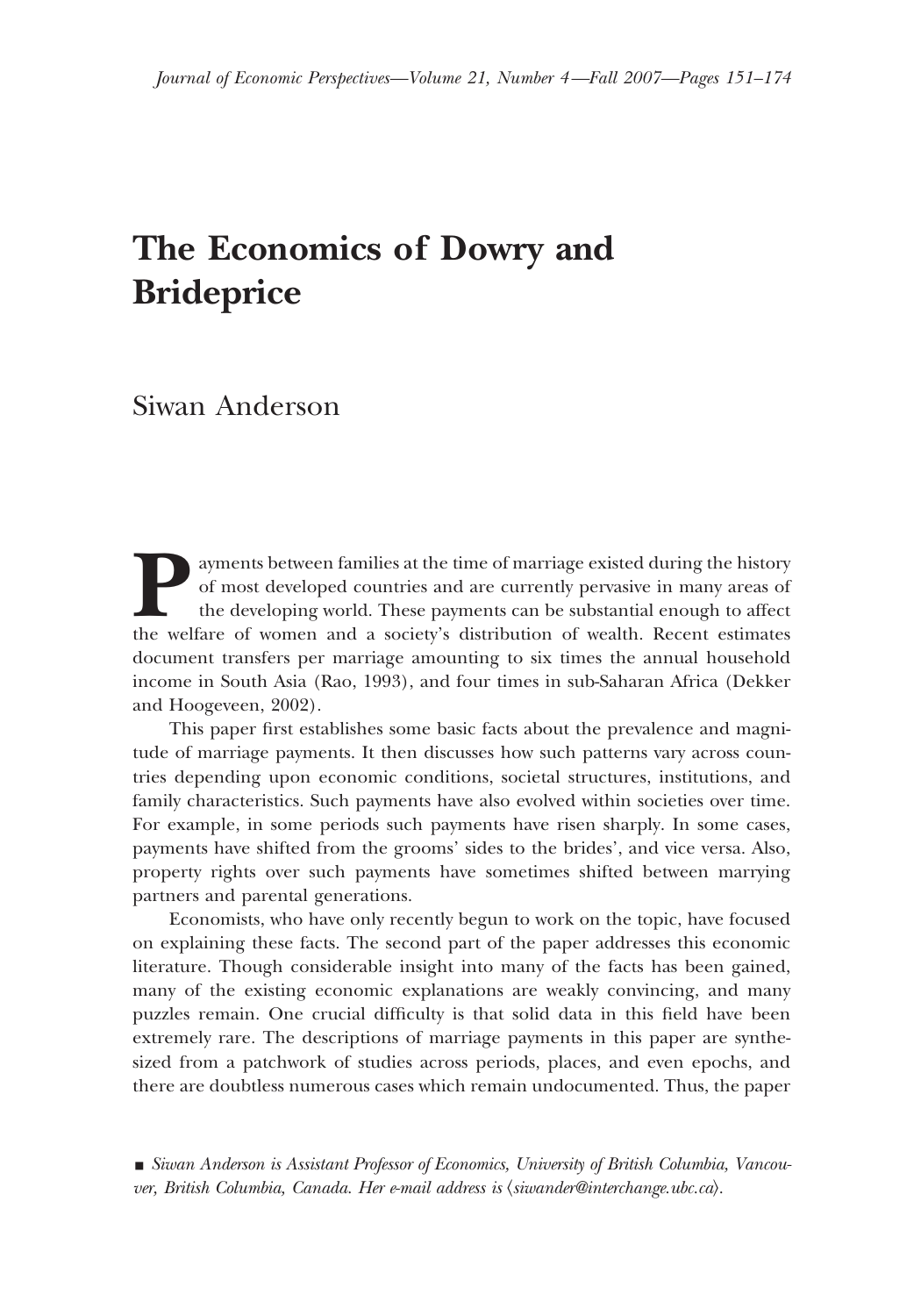# The Economics of Dowry and Brideprice

Siwan Anderson

Payments between families at the time of marriage existed during the history of most developed countries and are currently pervasive in many areas of the developing world. These payments can be substantial enough to affect the welfare of women and a society's distribution of wealth. Recent estimates document transfers per marriage amounting to six times the annual household income in South Asia (Rao, 1993), and four times in sub-Saharan Africa (Dekker and Hoogeveen, 2002).

This paper first establishes some basic facts about the prevalence and magnitude of marriage payments. It then discusses how such patterns vary across countries depending upon economic conditions, societal structures, institutions, and family characteristics. Such payments have also evolved within societies over time. For example, in some periods such payments have risen sharply. In some cases, payments have shifted from the grooms' sides to the brides', and vice versa. Also, property rights over such payments have sometimes shifted between marrying partners and parental generations.

Economists, who have only recently begun to work on the topic, have focused on explaining these facts. The second part of the paper addresses this economic literature. Though considerable insight into many of the facts has been gained, many of the existing economic explanations are weakly convincing, and many puzzles remain. One crucial difficulty is that solid data in this field have been extremely rare. The descriptions of marriage payments in this paper are synthesized from a patchwork of studies across periods, places, and even epochs, and there are doubtless numerous cases which remain undocumented. Thus, the paper

■ *Siwan Anderson is Assistant Professor of Economics, University of British Columbia, Vancouver, British Columbia, Canada. Her e-mail address is ⟨siwander@interchange.ubc.ca⟩.*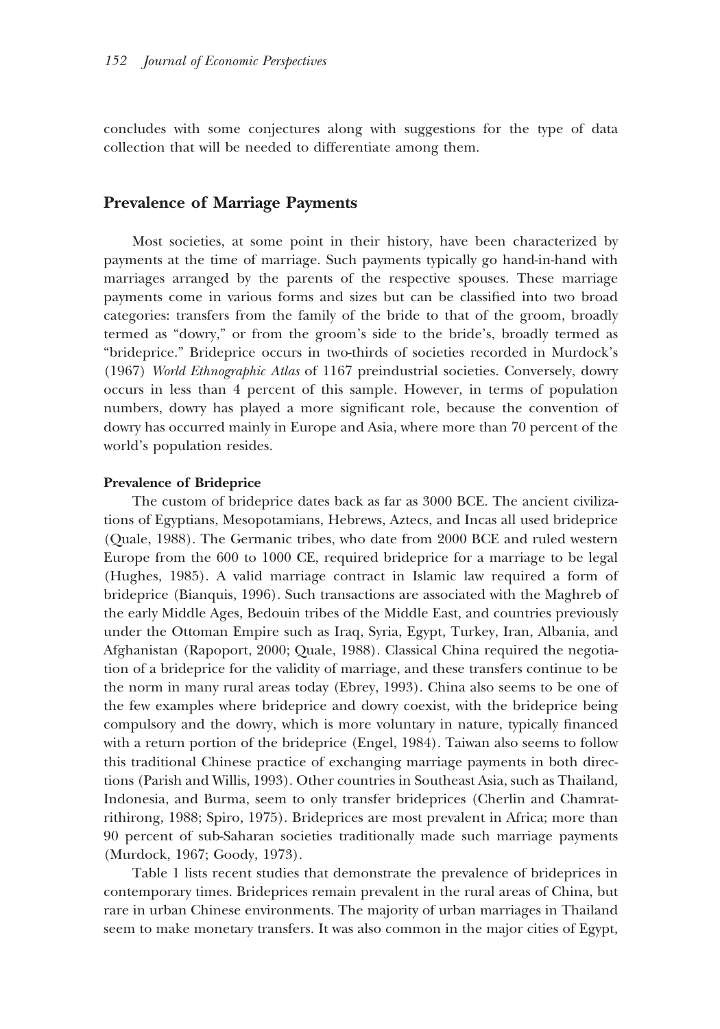concludes with some conjectures along with suggestions for the type of data collection that will be needed to differentiate among them.

## Prevalence of Marriage Payments

Most societies, at some point in their history, have been characterized by payments at the time of marriage. Such payments typically go hand-in-hand with marriages arranged by the parents of the respective spouses. These marriage payments come in various forms and sizes but can be classified into two broad categories: transfers from the family of the bride to that of the groom, broadly termed as "dowry," or from the groom's side to the bride's, broadly termed as "brideprice." Brideprice occurs in two-thirds of societies recorded in Murdock's (1967) *World Ethnographic Atlas* of 1167 preindustrial societies. Conversely, dowry occurs in less than 4 percent of this sample. However, in terms of population numbers, dowry has played a more significant role, because the convention of dowry has occurred mainly in Europe and Asia, where more than 70 percent of the world's population resides.

### Prevalence of Brideprice

The custom of brideprice dates back as far as 3000 BCE. The ancient civilizations of Egyptians, Mesopotamians, Hebrews, Aztecs, and Incas all used brideprice (Quale, 1988). The Germanic tribes, who date from 2000 BCE and ruled western Europe from the 600 to 1000 CE, required brideprice for a marriage to be legal (Hughes, 1985). A valid marriage contract in Islamic law required a form of brideprice (Bianquis, 1996). Such transactions are associated with the Maghreb of the early Middle Ages, Bedouin tribes of the Middle East, and countries previously under the Ottoman Empire such as Iraq, Syria, Egypt, Turkey, Iran, Albania, and Afghanistan (Rapoport, 2000; Quale, 1988). Classical China required the negotiation of a brideprice for the validity of marriage, and these transfers continue to be the norm in many rural areas today (Ebrey, 1993). China also seems to be one of the few examples where brideprice and dowry coexist, with the brideprice being compulsory and the dowry, which is more voluntary in nature, typically financed with a return portion of the brideprice (Engel, 1984). Taiwan also seems to follow this traditional Chinese practice of exchanging marriage payments in both directions (Parish and Willis, 1993). Other countries in Southeast Asia, such as Thailand, Indonesia, and Burma, seem to only transfer brideprices (Cherlin and Chamratrithirong, 1988; Spiro, 1975). Brideprices are most prevalent in Africa; more than 90 percent of sub-Saharan societies traditionally made such marriage payments (Murdock, 1967; Goody, 1973).

Table 1 lists recent studies that demonstrate the prevalence of brideprices in contemporary times. Brideprices remain prevalent in the rural areas of China, but rare in urban Chinese environments. The majority of urban marriages in Thailand seem to make monetary transfers. It was also common in the major cities of Egypt,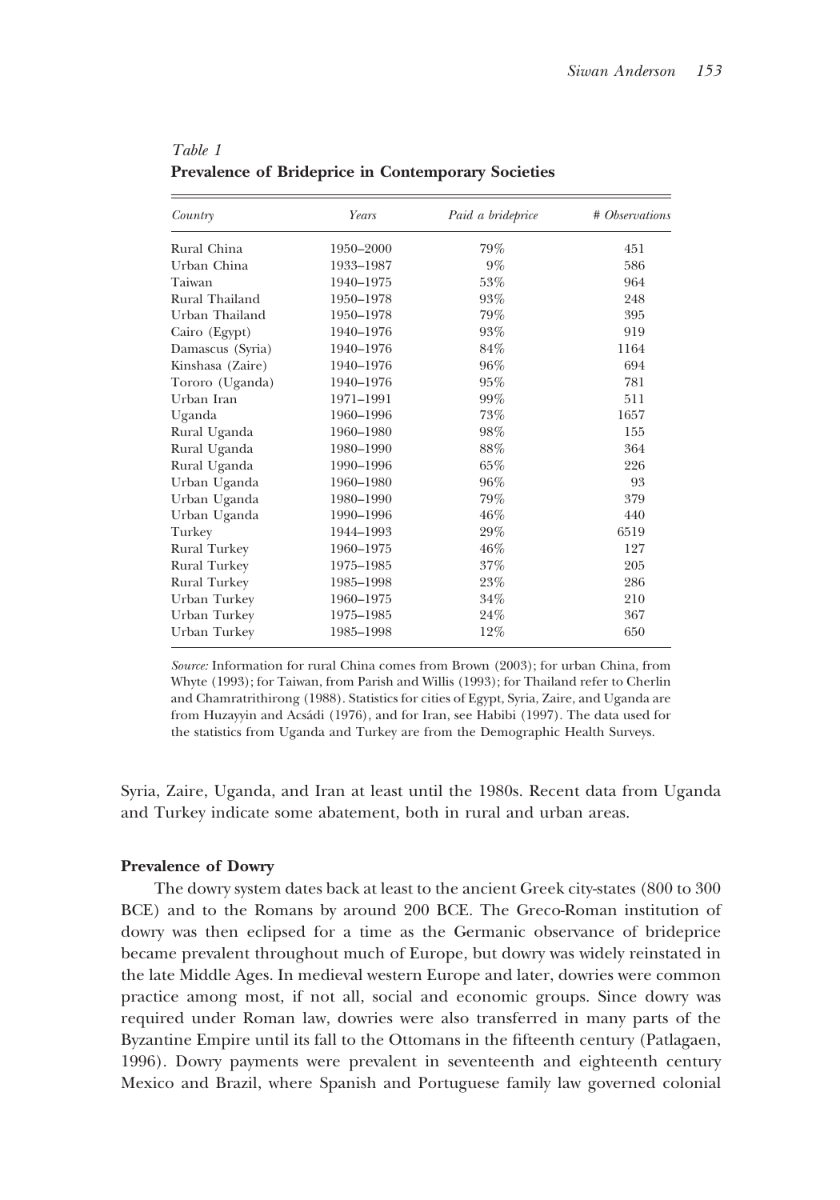*Table 1*
**Prevalence of Brideprice in Contemporary Societies**

| *Country* | *Years* | *Paid a brideprice* | *# Observations* |
|---|---|---|---|
| Rural China | 1950–2000 | 79% | 451 |
| Urban China | 1933–1987 | 9% | 586 |
| Taiwan | 1940–1975 | 53% | 964 |
| Rural Thailand | 1950–1978 | 93% | 248 |
| Urban Thailand | 1950–1978 | 79% | 395 |
| Cairo (Egypt) | 1940–1976 | 93% | 919 |
| Damascus (Syria) | 1940–1976 | 84% | 1164 |
| Kinshasa (Zaire) | 1940–1976 | 96% | 694 |
| Tororo (Uganda) | 1940–1976 | 95% | 781 |
| Urban Iran | 1971–1991 | 99% | 511 |
| Uganda | 1960–1996 | 73% | 1657 |
| Rural Uganda | 1960–1980 | 98% | 155 |
| Rural Uganda | 1980–1990 | 88% | 364 |
| Rural Uganda | 1990–1996 | 65% | 226 |
| Urban Uganda | 1960–1980 | 96% | 93 |
| Urban Uganda | 1980–1990 | 79% | 379 |
| Urban Uganda | 1990–1996 | 46% | 440 |
| Turkey | 1944–1993 | 29% | 6519 |
| Rural Turkey | 1960–1975 | 46% | 127 |
| Rural Turkey | 1975–1985 | 37% | 205 |
| Rural Turkey | 1985–1998 | 23% | 286 |
| Urban Turkey | 1960–1975 | 34% | 210 |
| Urban Turkey | 1975–1985 | 24% | 367 |
| Urban Turkey | 1985–1998 | 12% | 650 |

*Source:* Information for rural China comes from Brown (2003); for urban China, from Whyte (1993); for Taiwan, from Parish and Willis (1993); for Thailand refer to Cherlin and Chamratrithirong (1988). Statistics for cities of Egypt, Syria, Zaire, and Uganda are from Huzayyin and Acsádi (1976), and for Iran, see Habibi (1997). The data used for the statistics from Uganda and Turkey are from the Demographic Health Surveys.

Syria, Zaire, Uganda, and Iran at least until the 1980s. Recent data from Uganda and Turkey indicate some abatement, both in rural and urban areas.

**Prevalence of Dowry**

The dowry system dates back at least to the ancient Greek city-states (800 to 300 BCE) and to the Romans by around 200 BCE. The Greco-Roman institution of dowry was then eclipsed for a time as the Germanic observance of brideprice became prevalent throughout much of Europe, but dowry was widely reinstated in the late Middle Ages. In medieval western Europe and later, dowries were common practice among most, if not all, social and economic groups. Since dowry was required under Roman law, dowries were also transferred in many parts of the Byzantine Empire until its fall to the Ottomans in the fifteenth century (Patlagaen, 1996). Dowry payments were prevalent in seventeenth and eighteenth century Mexico and Brazil, where Spanish and Portuguese family law governed colonial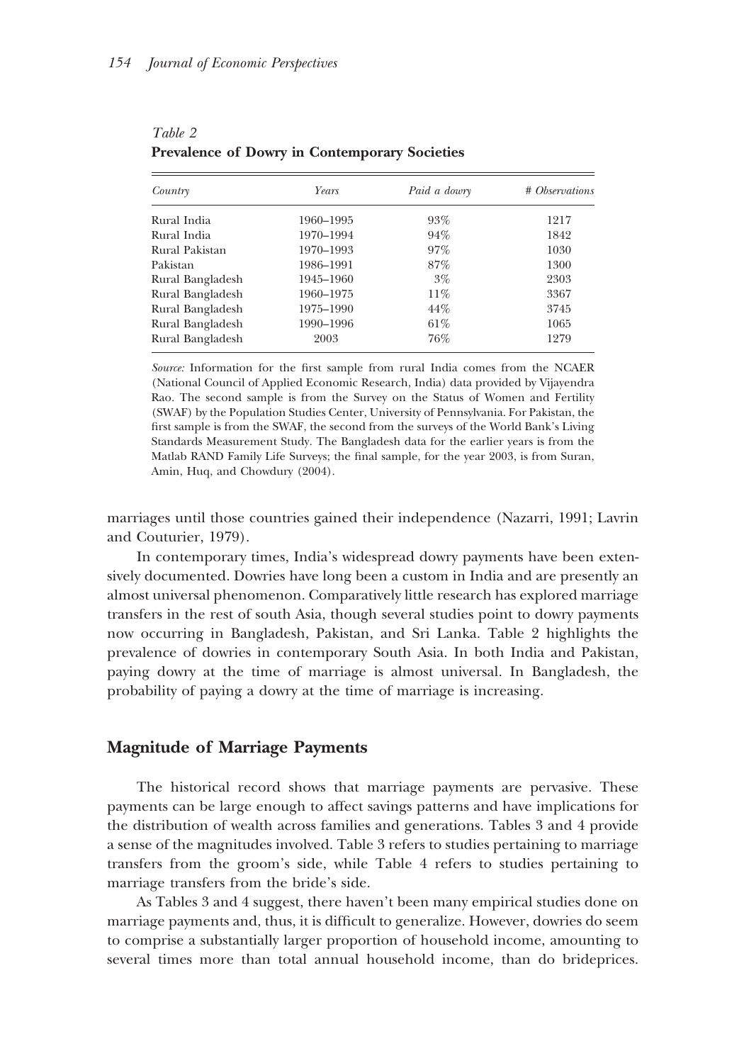*Table 2*
**Prevalence of Dowry in Contemporary Societies**

| *Country* | *Years* | *Paid a dowry* | *# Observations* |
|---|---|---|---|
| Rural India | 1960–1995 | 93% | 1217 |
| Rural India | 1970–1994 | 94% | 1842 |
| Rural Pakistan | 1970–1993 | 97% | 1030 |
| Pakistan | 1986–1991 | 87% | 1300 |
| Rural Bangladesh | 1945–1960 | 3% | 2303 |
| Rural Bangladesh | 1960–1975 | 11% | 3367 |
| Rural Bangladesh | 1975–1990 | 44% | 3745 |
| Rural Bangladesh | 1990–1996 | 61% | 1065 |
| Rural Bangladesh | 2003 | 76% | 1279 |

*Source:* Information for the first sample from rural India comes from the NCAER (National Council of Applied Economic Research, India) data provided by Vijayendra Rao. The second sample is from the Survey on the Status of Women and Fertility (SWAF) by the Population Studies Center, University of Pennsylvania. For Pakistan, the first sample is from the SWAF, the second from the surveys of the World Bank's Living Standards Measurement Study. The Bangladesh data for the earlier years is from the Matlab RAND Family Life Surveys; the final sample, for the year 2003, is from Suran, Amin, Huq, and Chowdury (2004).

marriages until those countries gained their independence (Nazarri, 1991; Lavrin and Couturier, 1979).

In contemporary times, India's widespread dowry payments have been extensively documented. Dowries have long been a custom in India and are presently an almost universal phenomenon. Comparatively little research has explored marriage transfers in the rest of south Asia, though several studies point to dowry payments now occurring in Bangladesh, Pakistan, and Sri Lanka. Table 2 highlights the prevalence of dowries in contemporary South Asia. In both India and Pakistan, paying dowry at the time of marriage is almost universal. In Bangladesh, the probability of paying a dowry at the time of marriage is increasing.

## Magnitude of Marriage Payments

The historical record shows that marriage payments are pervasive. These payments can be large enough to affect savings patterns and have implications for the distribution of wealth across families and generations. Tables 3 and 4 provide a sense of the magnitudes involved. Table 3 refers to studies pertaining to marriage transfers from the groom's side, while Table 4 refers to studies pertaining to marriage transfers from the bride's side.

As Tables 3 and 4 suggest, there haven't been many empirical studies done on marriage payments and, thus, it is difficult to generalize. However, dowries do seem to comprise a substantially larger proportion of household income, amounting to several times more than total annual household income, than do brideprices.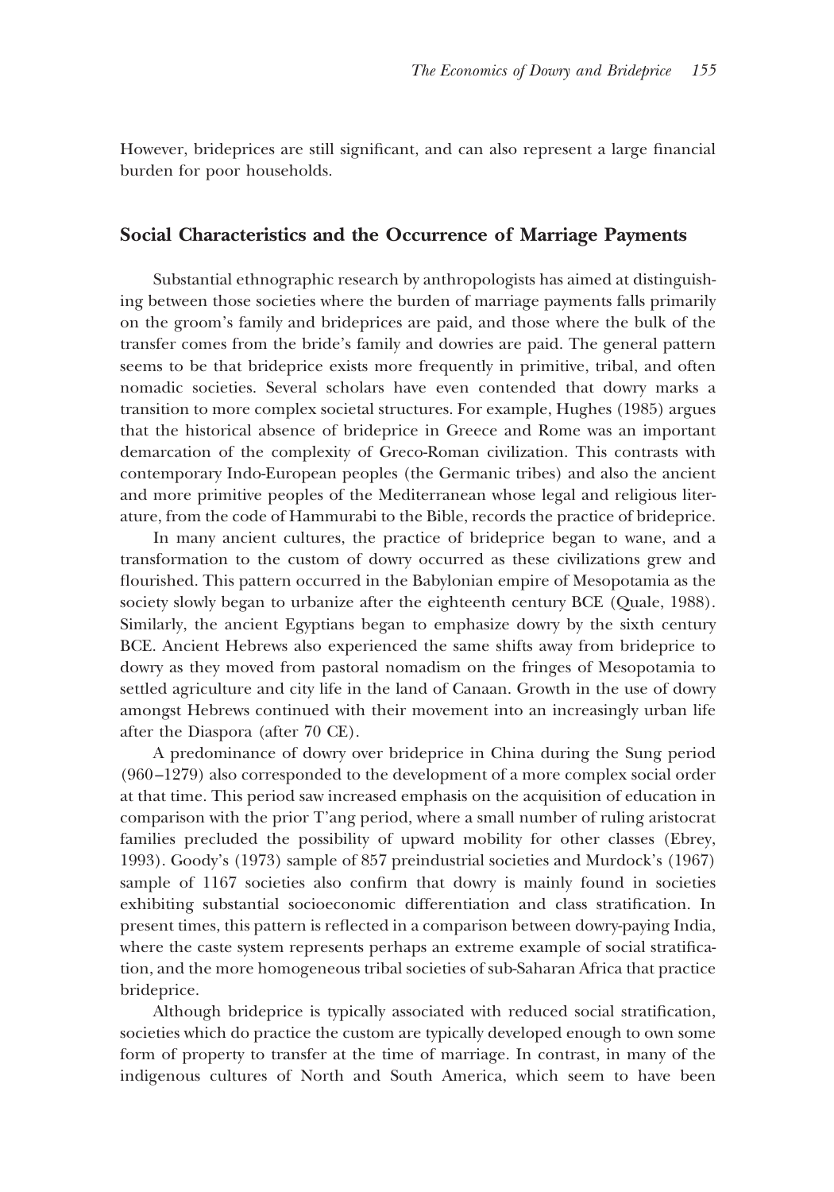However, brideprices are still significant, and can also represent a large financial burden for poor households.

## Social Characteristics and the Occurrence of Marriage Payments

Substantial ethnographic research by anthropologists has aimed at distinguishing between those societies where the burden of marriage payments falls primarily on the groom's family and brideprices are paid, and those where the bulk of the transfer comes from the bride's family and dowries are paid. The general pattern seems to be that brideprice exists more frequently in primitive, tribal, and often nomadic societies. Several scholars have even contended that dowry marks a transition to more complex societal structures. For example, Hughes (1985) argues that the historical absence of brideprice in Greece and Rome was an important demarcation of the complexity of Greco-Roman civilization. This contrasts with contemporary Indo-European peoples (the Germanic tribes) and also the ancient and more primitive peoples of the Mediterranean whose legal and religious literature, from the code of Hammurabi to the Bible, records the practice of brideprice.

In many ancient cultures, the practice of brideprice began to wane, and a transformation to the custom of dowry occurred as these civilizations grew and flourished. This pattern occurred in the Babylonian empire of Mesopotamia as the society slowly began to urbanize after the eighteenth century BCE (Quale, 1988). Similarly, the ancient Egyptians began to emphasize dowry by the sixth century BCE. Ancient Hebrews also experienced the same shifts away from brideprice to dowry as they moved from pastoral nomadism on the fringes of Mesopotamia to settled agriculture and city life in the land of Canaan. Growth in the use of dowry amongst Hebrews continued with their movement into an increasingly urban life after the Diaspora (after 70 CE).

A predominance of dowry over brideprice in China during the Sung period (960–1279) also corresponded to the development of a more complex social order at that time. This period saw increased emphasis on the acquisition of education in comparison with the prior T'ang period, where a small number of ruling aristocrat families precluded the possibility of upward mobility for other classes (Ebrey, 1993). Goody's (1973) sample of 857 preindustrial societies and Murdock's (1967) sample of 1167 societies also confirm that dowry is mainly found in societies exhibiting substantial socioeconomic differentiation and class stratification. In present times, this pattern is reflected in a comparison between dowry-paying India, where the caste system represents perhaps an extreme example of social stratification, and the more homogeneous tribal societies of sub-Saharan Africa that practice brideprice.

Although brideprice is typically associated with reduced social stratification, societies which do practice the custom are typically developed enough to own some form of property to transfer at the time of marriage. In contrast, in many of the indigenous cultures of North and South America, which seem to have been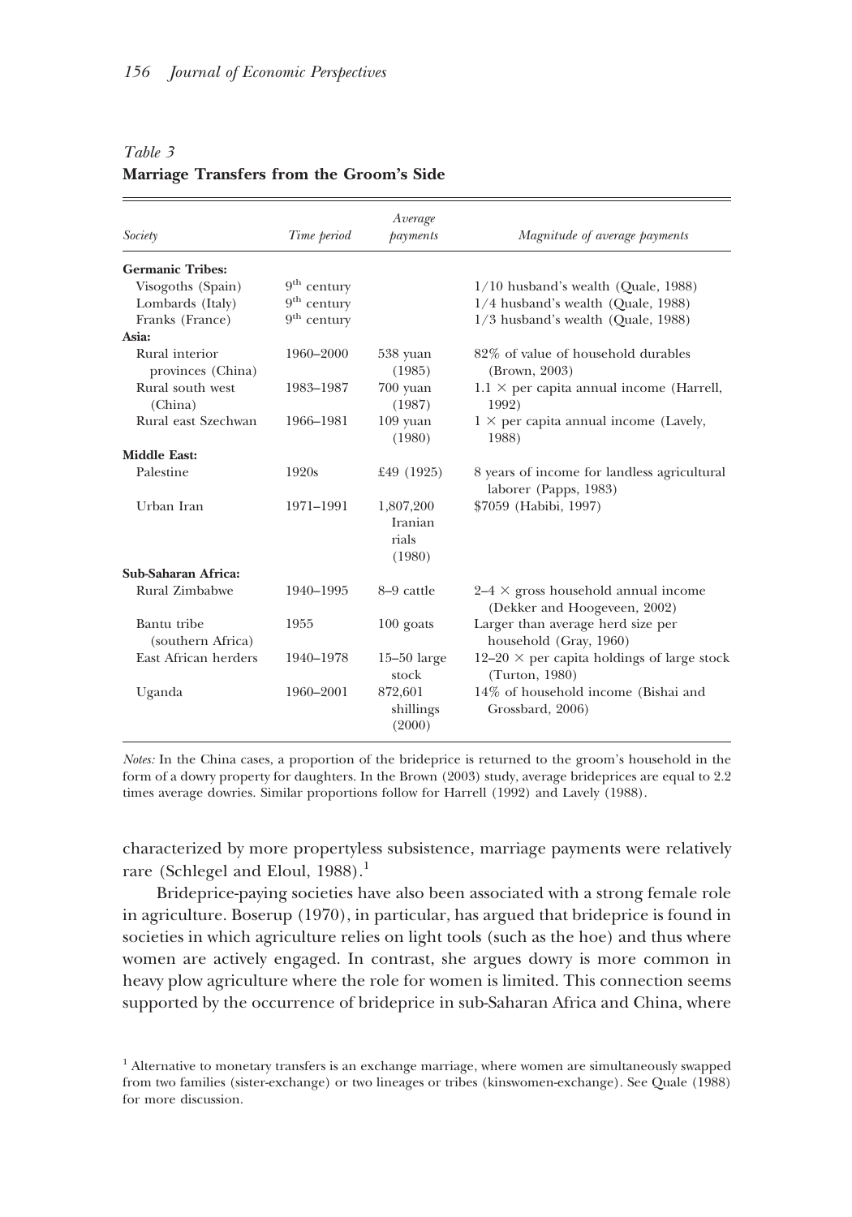*Table 3*
**Marriage Transfers from the Groom's Side**

| Society | Time period | Average payments | Magnitude of average payments |
|---|---|---|---|
| **Germanic Tribes:** | | | |
| Visogoths (Spain) | 9th century | | 1/10 husband's wealth (Quale, 1988) |
| Lombards (Italy) | 9th century | | 1/4 husband's wealth (Quale, 1988) |
| Franks (France) | 9th century | | 1/3 husband's wealth (Quale, 1988) |
| **Asia:** | | | |
| Rural interior provinces (China) | 1960–2000 | 538 yuan (1985) | 82% of value of household durables (Brown, 2003) |
| Rural south west (China) | 1983–1987 | 700 yuan (1987) | 1.1 × per capita annual income (Harrell, 1992) |
| Rural east Szechwan | 1966–1981 | 109 yuan (1980) | 1 × per capita annual income (Lavely, 1988) |
| **Middle East:** | | | |
| Palestine | 1920s | £49 (1925) | 8 years of income for landless agricultural laborer (Papps, 1983) |
| Urban Iran | 1971–1991 | 1,807,200 Iranian rials (1980) | $7059 (Habibi, 1997) |
| **Sub-Saharan Africa:** | | | |
| Rural Zimbabwe | 1940–1995 | 8–9 cattle | 2–4 × gross household annual income (Dekker and Hoogeveen, 2002) |
| Bantu tribe (southern Africa) | 1955 | 100 goats | Larger than average herd size per household (Gray, 1960) |
| East African herders | 1940–1978 | 15–50 large stock | 12–20 × per capita holdings of large stock (Turton, 1980) |
| Uganda | 1960–2001 | 872,601 shillings (2000) | 14% of household income (Bishai and Grossbard, 2006) |

*Notes:* In the China cases, a proportion of the brideprice is returned to the groom's household in the form of a dowry property for daughters. In the Brown (2003) study, average brideprices are equal to 2.2 times average dowries. Similar proportions follow for Harrell (1992) and Lavely (1988).

characterized by more propertyless subsistence, marriage payments were relatively rare (Schlegel and Eloul, 1988).[1]

Brideprice-paying societies have also been associated with a strong female role in agriculture. Boserup (1970), in particular, has argued that brideprice is found in societies in which agriculture relies on light tools (such as the hoe) and thus where women are actively engaged. In contrast, she argues dowry is more common in heavy plow agriculture where the role for women is limited. This connection seems supported by the occurrence of brideprice in sub-Saharan Africa and China, where

[1] Alternative to monetary transfers is an exchange marriage, where women are simultaneously swapped from two families (sister-exchange) or two lineages or tribes (kinswomen-exchange). See Quale (1988) for more discussion.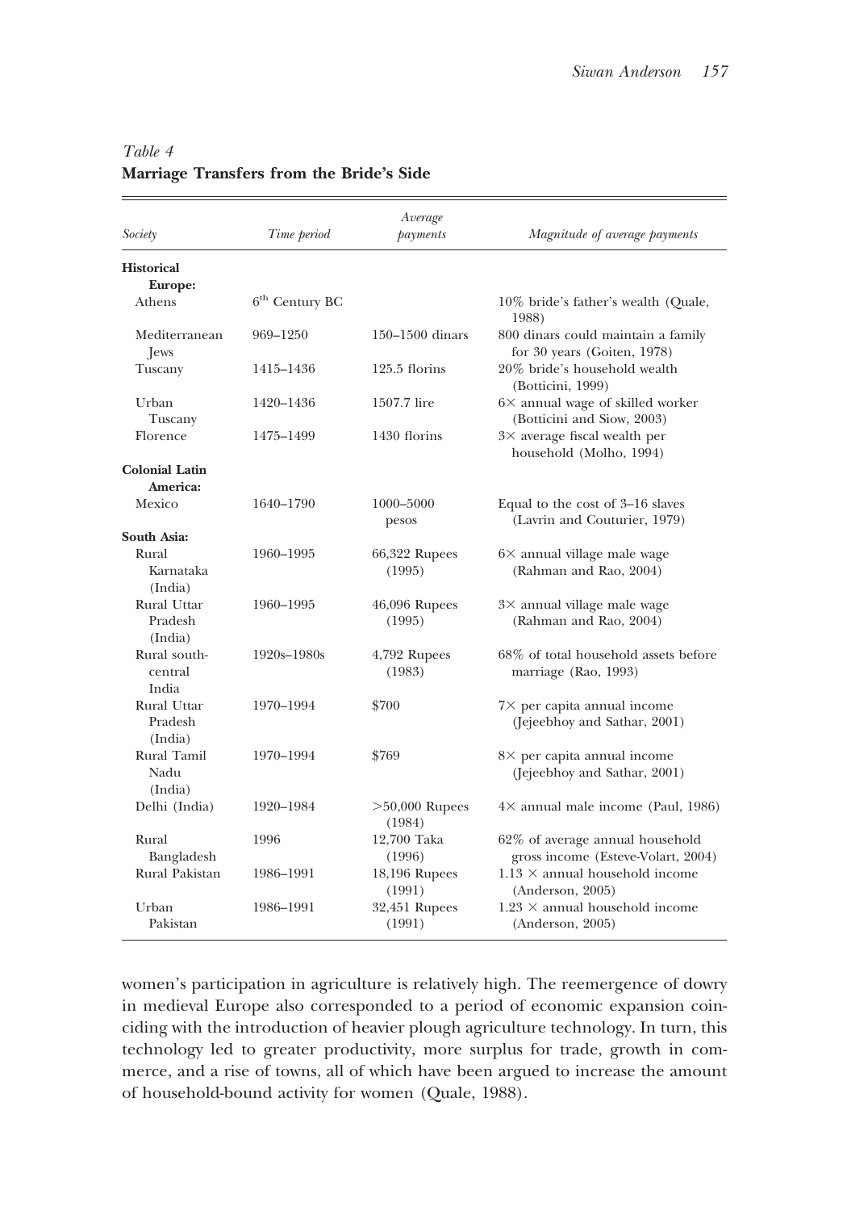*Table 4*
**Marriage Transfers from the Bride's Side**

| *Society* | *Time period* | *Average payments* | *Magnitude of average payments* |
|---|---|---|---|
| **Historical Europe:** | | | |
| Athens | 6th Century BC | | 10% bride's father's wealth (Quale, 1988) |
| Mediterranean Jews | 969–1250 | 150–1500 dinars | 800 dinars could maintain a family for 30 years (Goiten, 1978) |
| Tuscany | 1415–1436 | 125.5 florins | 20% bride's household wealth (Botticini, 1999) |
| Urban Tuscany | 1420–1436 | 1507.7 lire | 6× annual wage of skilled worker (Botticini and Siow, 2003) |
| Florence | 1475–1499 | 1430 florins | 3× average fiscal wealth per household (Molho, 1994) |
| **Colonial Latin America:** | | | |
| Mexico | 1640–1790 | 1000–5000 pesos | Equal to the cost of 3–16 slaves (Lavrin and Couturier, 1979) |
| **South Asia:** | | | |
| Rural Karnataka (India) | 1960–1995 | 66,322 Rupees (1995) | 6× annual village male wage (Rahman and Rao, 2004) |
| Rural Uttar Pradesh (India) | 1960–1995 | 46,096 Rupees (1995) | 3× annual village male wage (Rahman and Rao, 2004) |
| Rural south-central India | 1920s–1980s | 4,792 Rupees (1983) | 68% of total household assets before marriage (Rao, 1993) |
| Rural Uttar Pradesh (India) | 1970–1994 | $700 | 7× per capita annual income (Jejeebhoy and Sathar, 2001) |
| Rural Tamil Nadu (India) | 1970–1994 | $769 | 8× per capita annual income (Jejeebhoy and Sathar, 2001) |
| Delhi (India) | 1920–1984 | >50,000 Rupees (1984) | 4× annual male income (Paul, 1986) |
| Rural Bangladesh | 1996 | 12,700 Taka (1996) | 62% of average annual household gross income (Esteve-Volart, 2004) |
| Rural Pakistan | 1986–1991 | 18,196 Rupees (1991) | 1.13 × annual household income (Anderson, 2005) |
| Urban Pakistan | 1986–1991 | 32,451 Rupees (1991) | 1.23 × annual household income (Anderson, 2005) |

women's participation in agriculture is relatively high. The reemergence of dowry in medieval Europe also corresponded to a period of economic expansion coinciding with the introduction of heavier plough agriculture technology. In turn, this technology led to greater productivity, more surplus for trade, growth in commerce, and a rise of towns, all of which have been argued to increase the amount of household-bound activity for women (Quale, 1988).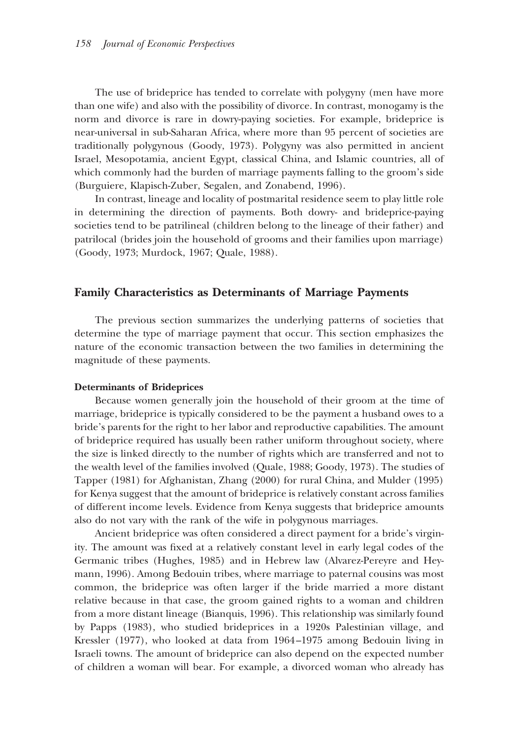The use of brideprice has tended to correlate with polygyny (men have more than one wife) and also with the possibility of divorce. In contrast, monogamy is the norm and divorce is rare in dowry-paying societies. For example, brideprice is near-universal in sub-Saharan Africa, where more than 95 percent of societies are traditionally polygynous (Goody, 1973). Polygyny was also permitted in ancient Israel, Mesopotamia, ancient Egypt, classical China, and Islamic countries, all of which commonly had the burden of marriage payments falling to the groom's side (Burguiere, Klapisch-Zuber, Segalen, and Zonabend, 1996).

In contrast, lineage and locality of postmarital residence seem to play little role in determining the direction of payments. Both dowry- and brideprice-paying societies tend to be patrilineal (children belong to the lineage of their father) and patrilocal (brides join the household of grooms and their families upon marriage) (Goody, 1973; Murdock, 1967; Quale, 1988).

## Family Characteristics as Determinants of Marriage Payments

The previous section summarizes the underlying patterns of societies that determine the type of marriage payment that occur. This section emphasizes the nature of the economic transaction between the two families in determining the magnitude of these payments.

### Determinants of Brideprices

Because women generally join the household of their groom at the time of marriage, brideprice is typically considered to be the payment a husband owes to a bride's parents for the right to her labor and reproductive capabilities. The amount of brideprice required has usually been rather uniform throughout society, where the size is linked directly to the number of rights which are transferred and not to the wealth level of the families involved (Quale, 1988; Goody, 1973). The studies of Tapper (1981) for Afghanistan, Zhang (2000) for rural China, and Mulder (1995) for Kenya suggest that the amount of brideprice is relatively constant across families of different income levels. Evidence from Kenya suggests that brideprice amounts also do not vary with the rank of the wife in polygynous marriages.

Ancient brideprice was often considered a direct payment for a bride's virginity. The amount was fixed at a relatively constant level in early legal codes of the Germanic tribes (Hughes, 1985) and in Hebrew law (Alvarez-Pereyre and Heymann, 1996). Among Bedouin tribes, where marriage to paternal cousins was most common, the brideprice was often larger if the bride married a more distant relative because in that case, the groom gained rights to a woman and children from a more distant lineage (Bianquis, 1996). This relationship was similarly found by Papps (1983), who studied brideprices in a 1920s Palestinian village, and Kressler (1977), who looked at data from 1964–1975 among Bedouin living in Israeli towns. The amount of brideprice can also depend on the expected number of children a woman will bear. For example, a divorced woman who already has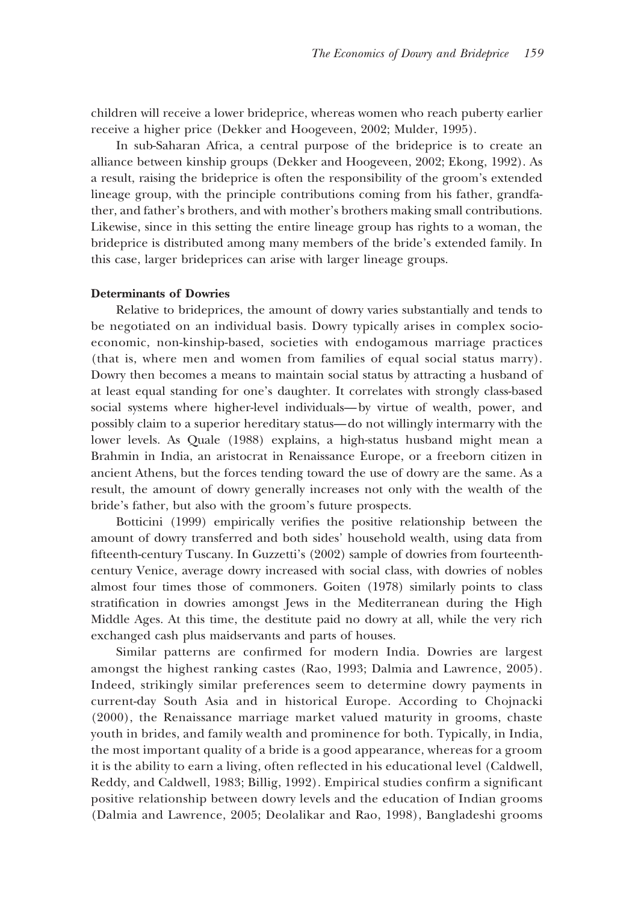children will receive a lower brideprice, whereas women who reach puberty earlier receive a higher price (Dekker and Hoogeveen, 2002; Mulder, 1995).

In sub-Saharan Africa, a central purpose of the brideprice is to create an alliance between kinship groups (Dekker and Hoogeveen, 2002; Ekong, 1992). As a result, raising the brideprice is often the responsibility of the groom's extended lineage group, with the principle contributions coming from his father, grandfather, and father's brothers, and with mother's brothers making small contributions. Likewise, since in this setting the entire lineage group has rights to a woman, the brideprice is distributed among many members of the bride's extended family. In this case, larger brideprices can arise with larger lineage groups.

**Determinants of Dowries**

Relative to brideprices, the amount of dowry varies substantially and tends to be negotiated on an individual basis. Dowry typically arises in complex socio-economic, non-kinship-based, societies with endogamous marriage practices (that is, where men and women from families of equal social status marry). Dowry then becomes a means to maintain social status by attracting a husband of at least equal standing for one's daughter. It correlates with strongly class-based social systems where higher-level individuals—by virtue of wealth, power, and possibly claim to a superior hereditary status—do not willingly intermarry with the lower levels. As Quale (1988) explains, a high-status husband might mean a Brahmin in India, an aristocrat in Renaissance Europe, or a freeborn citizen in ancient Athens, but the forces tending toward the use of dowry are the same. As a result, the amount of dowry generally increases not only with the wealth of the bride's father, but also with the groom's future prospects.

Botticini (1999) empirically verifies the positive relationship between the amount of dowry transferred and both sides' household wealth, using data from fifteenth-century Tuscany. In Guzzetti's (2002) sample of dowries from fourteenth-century Venice, average dowry increased with social class, with dowries of nobles almost four times those of commoners. Goiten (1978) similarly points to class stratification in dowries amongst Jews in the Mediterranean during the High Middle Ages. At this time, the destitute paid no dowry at all, while the very rich exchanged cash plus maidservants and parts of houses.

Similar patterns are confirmed for modern India. Dowries are largest amongst the highest ranking castes (Rao, 1993; Dalmia and Lawrence, 2005). Indeed, strikingly similar preferences seem to determine dowry payments in current-day South Asia and in historical Europe. According to Chojnacki (2000), the Renaissance marriage market valued maturity in grooms, chaste youth in brides, and family wealth and prominence for both. Typically, in India, the most important quality of a bride is a good appearance, whereas for a groom it is the ability to earn a living, often reflected in his educational level (Caldwell, Reddy, and Caldwell, 1983; Billig, 1992). Empirical studies confirm a significant positive relationship between dowry levels and the education of Indian grooms (Dalmia and Lawrence, 2005; Deolalikar and Rao, 1998), Bangladeshi grooms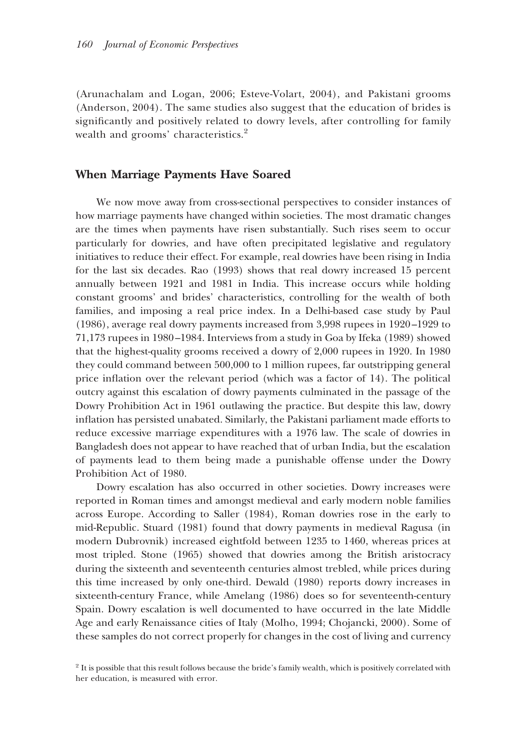(Arunachalam and Logan, 2006; Esteve-Volart, 2004), and Pakistani grooms (Anderson, 2004). The same studies also suggest that the education of brides is significantly and positively related to dowry levels, after controlling for family wealth and grooms' characteristics.[2]

## When Marriage Payments Have Soared

We now move away from cross-sectional perspectives to consider instances of how marriage payments have changed within societies. The most dramatic changes are the times when payments have risen substantially. Such rises seem to occur particularly for dowries, and have often precipitated legislative and regulatory initiatives to reduce their effect. For example, real dowries have been rising in India for the last six decades. Rao (1993) shows that real dowry increased 15 percent annually between 1921 and 1981 in India. This increase occurs while holding constant grooms' and brides' characteristics, controlling for the wealth of both families, and imposing a real price index. In a Delhi-based case study by Paul (1986), average real dowry payments increased from 3,998 rupees in 1920–1929 to 71,173 rupees in 1980–1984. Interviews from a study in Goa by Ifeka (1989) showed that the highest-quality grooms received a dowry of 2,000 rupees in 1920. In 1980 they could command between 500,000 to 1 million rupees, far outstripping general price inflation over the relevant period (which was a factor of 14). The political outcry against this escalation of dowry payments culminated in the passage of the Dowry Prohibition Act in 1961 outlawing the practice. But despite this law, dowry inflation has persisted unabated. Similarly, the Pakistani parliament made efforts to reduce excessive marriage expenditures with a 1976 law. The scale of dowries in Bangladesh does not appear to have reached that of urban India, but the escalation of payments lead to them being made a punishable offense under the Dowry Prohibition Act of 1980.

Dowry escalation has also occurred in other societies. Dowry increases were reported in Roman times and amongst medieval and early modern noble families across Europe. According to Saller (1984), Roman dowries rose in the early to mid-Republic. Stuard (1981) found that dowry payments in medieval Ragusa (in modern Dubrovnik) increased eightfold between 1235 to 1460, whereas prices at most tripled. Stone (1965) showed that dowries among the British aristocracy during the sixteenth and seventeenth centuries almost trebled, while prices during this time increased by only one-third. Dewald (1980) reports dowry increases in sixteenth-century France, while Amelang (1986) does so for seventeenth-century Spain. Dowry escalation is well documented to have occurred in the late Middle Age and early Renaissance cities of Italy (Molho, 1994; Chojancki, 2000). Some of these samples do not correct properly for changes in the cost of living and currency

[2] It is possible that this result follows because the bride's family wealth, which is positively correlated with her education, is measured with error.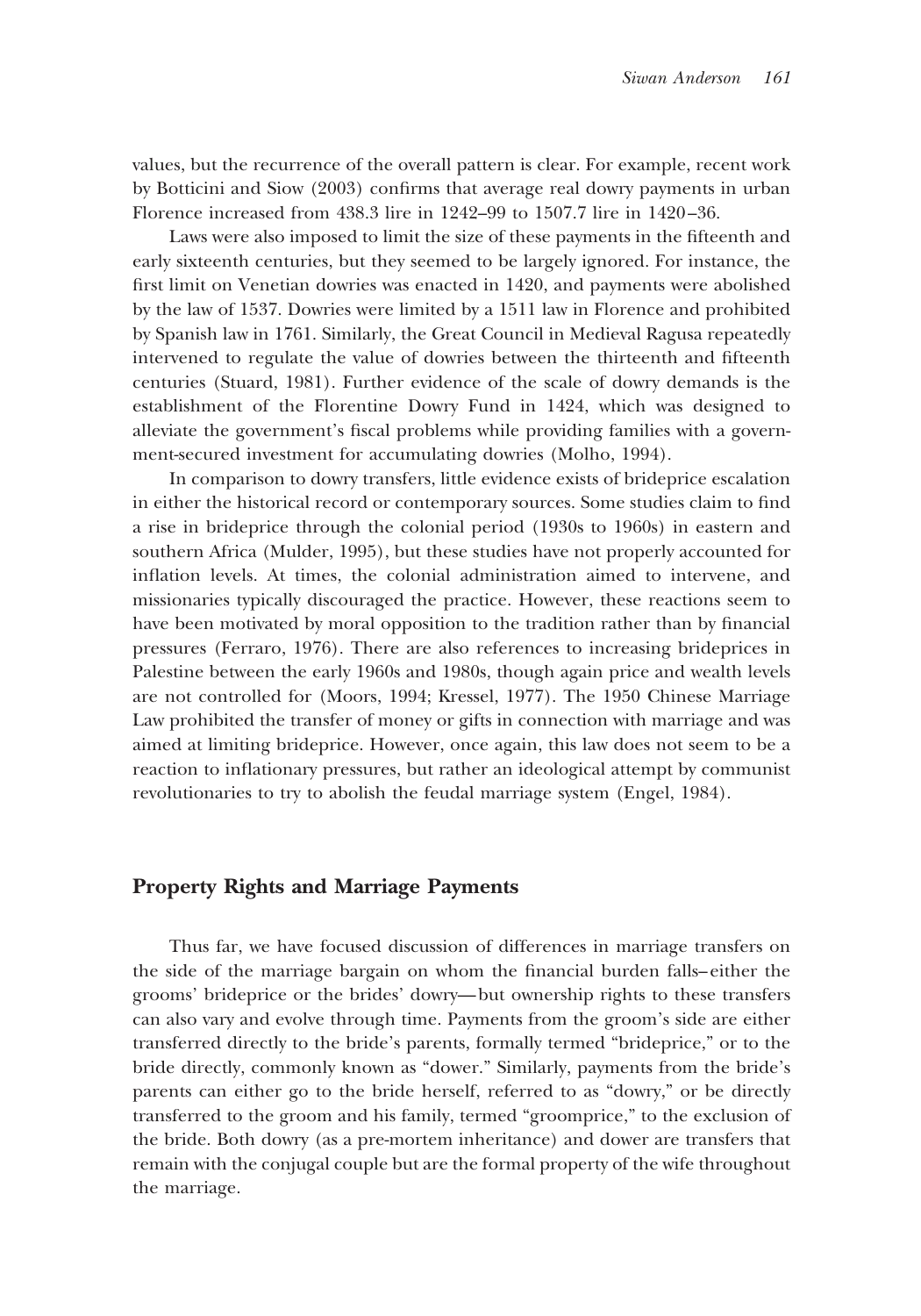values, but the recurrence of the overall pattern is clear. For example, recent work by Botticini and Siow (2003) confirms that average real dowry payments in urban Florence increased from 438.3 lire in 1242–99 to 1507.7 lire in 1420–36.

Laws were also imposed to limit the size of these payments in the fifteenth and early sixteenth centuries, but they seemed to be largely ignored. For instance, the first limit on Venetian dowries was enacted in 1420, and payments were abolished by the law of 1537. Dowries were limited by a 1511 law in Florence and prohibited by Spanish law in 1761. Similarly, the Great Council in Medieval Ragusa repeatedly intervened to regulate the value of dowries between the thirteenth and fifteenth centuries (Stuard, 1981). Further evidence of the scale of dowry demands is the establishment of the Florentine Dowry Fund in 1424, which was designed to alleviate the government's fiscal problems while providing families with a government-secured investment for accumulating dowries (Molho, 1994).

In comparison to dowry transfers, little evidence exists of brideprice escalation in either the historical record or contemporary sources. Some studies claim to find a rise in brideprice through the colonial period (1930s to 1960s) in eastern and southern Africa (Mulder, 1995), but these studies have not properly accounted for inflation levels. At times, the colonial administration aimed to intervene, and missionaries typically discouraged the practice. However, these reactions seem to have been motivated by moral opposition to the tradition rather than by financial pressures (Ferraro, 1976). There are also references to increasing brideprices in Palestine between the early 1960s and 1980s, though again price and wealth levels are not controlled for (Moors, 1994; Kressel, 1977). The 1950 Chinese Marriage Law prohibited the transfer of money or gifts in connection with marriage and was aimed at limiting brideprice. However, once again, this law does not seem to be a reaction to inflationary pressures, but rather an ideological attempt by communist revolutionaries to try to abolish the feudal marriage system (Engel, 1984).

## Property Rights and Marriage Payments

Thus far, we have focused discussion of differences in marriage transfers on the side of the marriage bargain on whom the financial burden falls–either the grooms' brideprice or the brides' dowry—but ownership rights to these transfers can also vary and evolve through time. Payments from the groom's side are either transferred directly to the bride's parents, formally termed "brideprice," or to the bride directly, commonly known as "dower." Similarly, payments from the bride's parents can either go to the bride herself, referred to as "dowry," or be directly transferred to the groom and his family, termed "groomprice," to the exclusion of the bride. Both dowry (as a pre-mortem inheritance) and dower are transfers that remain with the conjugal couple but are the formal property of the wife throughout the marriage.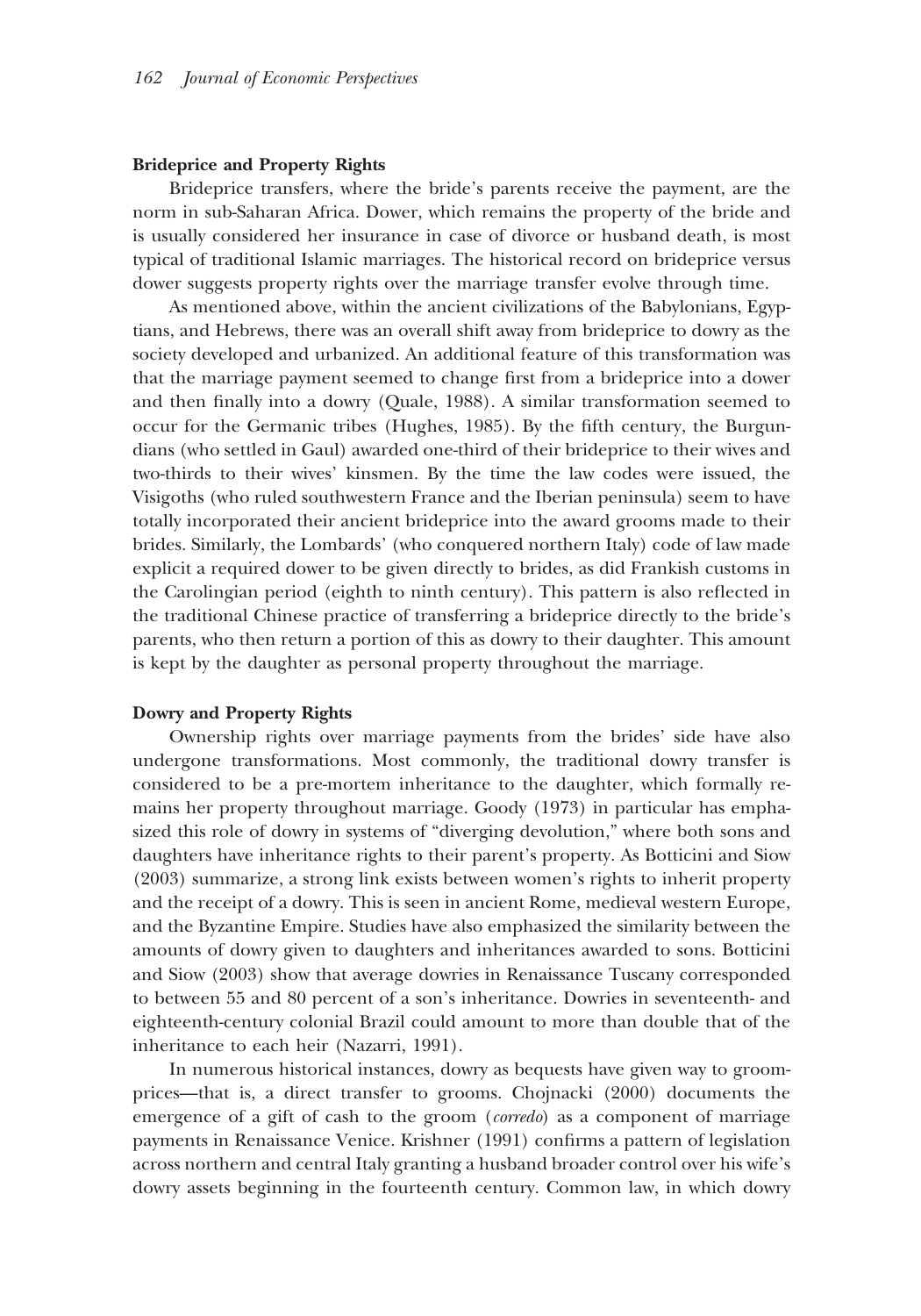### Brideprice and Property Rights

Brideprice transfers, where the bride's parents receive the payment, are the norm in sub-Saharan Africa. Dower, which remains the property of the bride and is usually considered her insurance in case of divorce or husband death, is most typical of traditional Islamic marriages. The historical record on brideprice versus dower suggests property rights over the marriage transfer evolve through time.

As mentioned above, within the ancient civilizations of the Babylonians, Egyptians, and Hebrews, there was an overall shift away from brideprice to dowry as the society developed and urbanized. An additional feature of this transformation was that the marriage payment seemed to change first from a brideprice into a dower and then finally into a dowry (Quale, 1988). A similar transformation seemed to occur for the Germanic tribes (Hughes, 1985). By the fifth century, the Burgundians (who settled in Gaul) awarded one-third of their brideprice to their wives and two-thirds to their wives' kinsmen. By the time the law codes were issued, the Visigoths (who ruled southwestern France and the Iberian peninsula) seem to have totally incorporated their ancient brideprice into the award grooms made to their brides. Similarly, the Lombards' (who conquered northern Italy) code of law made explicit a required dower to be given directly to brides, as did Frankish customs in the Carolingian period (eighth to ninth century). This pattern is also reflected in the traditional Chinese practice of transferring a brideprice directly to the bride's parents, who then return a portion of this as dowry to their daughter. This amount is kept by the daughter as personal property throughout the marriage.

### Dowry and Property Rights

Ownership rights over marriage payments from the brides' side have also undergone transformations. Most commonly, the traditional dowry transfer is considered to be a pre-mortem inheritance to the daughter, which formally remains her property throughout marriage. Goody (1973) in particular has emphasized this role of dowry in systems of "diverging devolution," where both sons and daughters have inheritance rights to their parent's property. As Botticini and Siow (2003) summarize, a strong link exists between women's rights to inherit property and the receipt of a dowry. This is seen in ancient Rome, medieval western Europe, and the Byzantine Empire. Studies have also emphasized the similarity between the amounts of dowry given to daughters and inheritances awarded to sons. Botticini and Siow (2003) show that average dowries in Renaissance Tuscany corresponded to between 55 and 80 percent of a son's inheritance. Dowries in seventeenth- and eighteenth-century colonial Brazil could amount to more than double that of the inheritance to each heir (Nazarri, 1991).

In numerous historical instances, dowry as bequests have given way to groomprices—that is, a direct transfer to grooms. Chojnacki (2000) documents the emergence of a gift of cash to the groom (*corredo*) as a component of marriage payments in Renaissance Venice. Krishner (1991) confirms a pattern of legislation across northern and central Italy granting a husband broader control over his wife's dowry assets beginning in the fourteenth century. Common law, in which dowry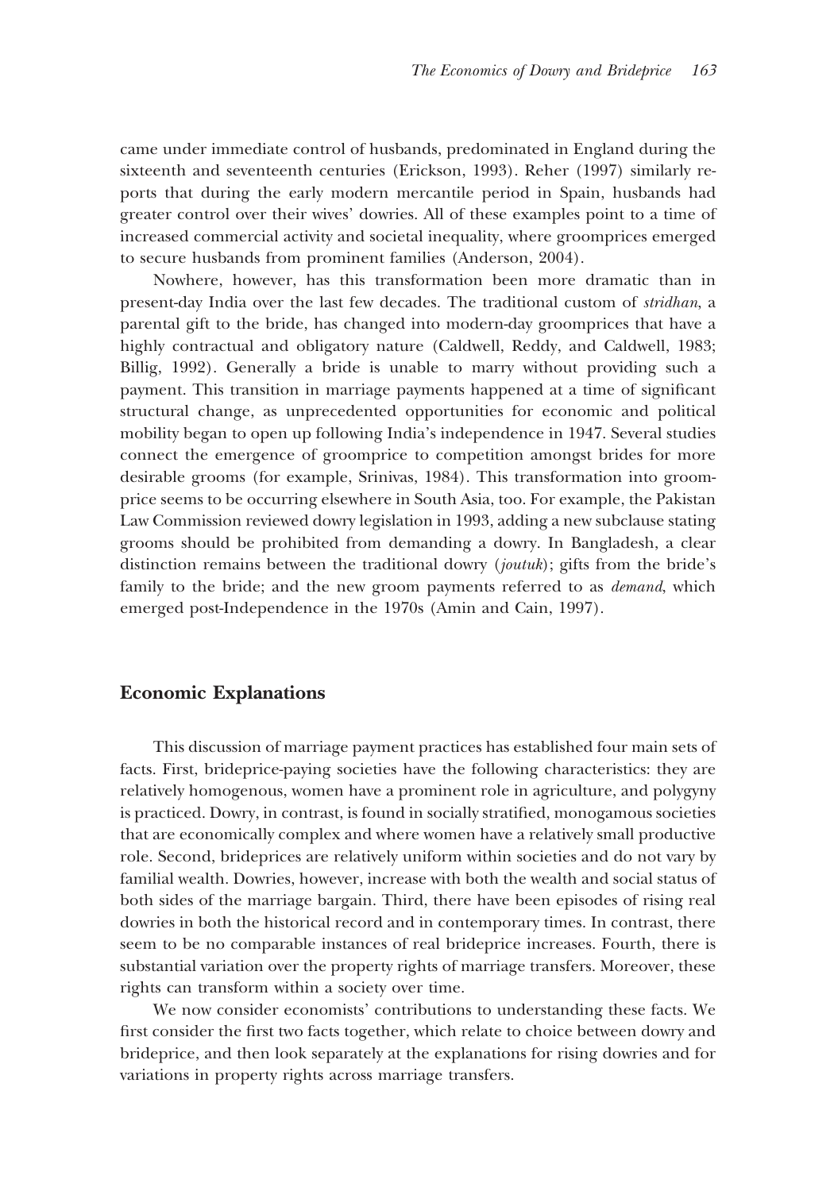came under immediate control of husbands, predominated in England during the sixteenth and seventeenth centuries (Erickson, 1993). Reher (1997) similarly reports that during the early modern mercantile period in Spain, husbands had greater control over their wives' dowries. All of these examples point to a time of increased commercial activity and societal inequality, where groomprices emerged to secure husbands from prominent families (Anderson, 2004).

Nowhere, however, has this transformation been more dramatic than in present-day India over the last few decades. The traditional custom of *stridhan*, a parental gift to the bride, has changed into modern-day groomprices that have a highly contractual and obligatory nature (Caldwell, Reddy, and Caldwell, 1983; Billig, 1992). Generally a bride is unable to marry without providing such a payment. This transition in marriage payments happened at a time of significant structural change, as unprecedented opportunities for economic and political mobility began to open up following India's independence in 1947. Several studies connect the emergence of groomprice to competition amongst brides for more desirable grooms (for example, Srinivas, 1984). This transformation into groomprice seems to be occurring elsewhere in South Asia, too. For example, the Pakistan Law Commission reviewed dowry legislation in 1993, adding a new subclause stating grooms should be prohibited from demanding a dowry. In Bangladesh, a clear distinction remains between the traditional dowry (*joutuk*); gifts from the bride's family to the bride; and the new groom payments referred to as *demand*, which emerged post-Independence in the 1970s (Amin and Cain, 1997).

## Economic Explanations

This discussion of marriage payment practices has established four main sets of facts. First, brideprice-paying societies have the following characteristics: they are relatively homogenous, women have a prominent role in agriculture, and polygyny is practiced. Dowry, in contrast, is found in socially stratified, monogamous societies that are economically complex and where women have a relatively small productive role. Second, brideprices are relatively uniform within societies and do not vary by familial wealth. Dowries, however, increase with both the wealth and social status of both sides of the marriage bargain. Third, there have been episodes of rising real dowries in both the historical record and in contemporary times. In contrast, there seem to be no comparable instances of real brideprice increases. Fourth, there is substantial variation over the property rights of marriage transfers. Moreover, these rights can transform within a society over time.

We now consider economists' contributions to understanding these facts. We first consider the first two facts together, which relate to choice between dowry and brideprice, and then look separately at the explanations for rising dowries and for variations in property rights across marriage transfers.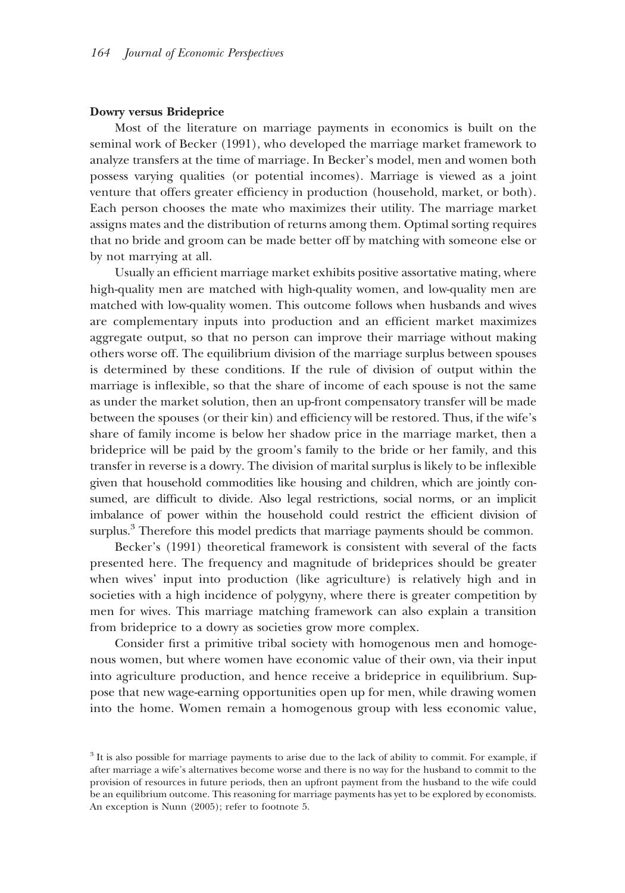### Dowry versus Brideprice

Most of the literature on marriage payments in economics is built on the seminal work of Becker (1991), who developed the marriage market framework to analyze transfers at the time of marriage. In Becker's model, men and women both possess varying qualities (or potential incomes). Marriage is viewed as a joint venture that offers greater efficiency in production (household, market, or both). Each person chooses the mate who maximizes their utility. The marriage market assigns mates and the distribution of returns among them. Optimal sorting requires that no bride and groom can be made better off by matching with someone else or by not marrying at all.

Usually an efficient marriage market exhibits positive assortative mating, where high-quality men are matched with high-quality women, and low-quality men are matched with low-quality women. This outcome follows when husbands and wives are complementary inputs into production and an efficient market maximizes aggregate output, so that no person can improve their marriage without making others worse off. The equilibrium division of the marriage surplus between spouses is determined by these conditions. If the rule of division of output within the marriage is inflexible, so that the share of income of each spouse is not the same as under the market solution, then an up-front compensatory transfer will be made between the spouses (or their kin) and efficiency will be restored. Thus, if the wife's share of family income is below her shadow price in the marriage market, then a brideprice will be paid by the groom's family to the bride or her family, and this transfer in reverse is a dowry. The division of marital surplus is likely to be inflexible given that household commodities like housing and children, which are jointly consumed, are difficult to divide. Also legal restrictions, social norms, or an implicit imbalance of power within the household could restrict the efficient division of surplus.[3] Therefore this model predicts that marriage payments should be common.

Becker's (1991) theoretical framework is consistent with several of the facts presented here. The frequency and magnitude of brideprices should be greater when wives' input into production (like agriculture) is relatively high and in societies with a high incidence of polygyny, where there is greater competition by men for wives. This marriage matching framework can also explain a transition from brideprice to a dowry as societies grow more complex.

Consider first a primitive tribal society with homogenous men and homogenous women, but where women have economic value of their own, via their input into agriculture production, and hence receive a brideprice in equilibrium. Suppose that new wage-earning opportunities open up for men, while drawing women into the home. Women remain a homogenous group with less economic value,

[3] It is also possible for marriage payments to arise due to the lack of ability to commit. For example, if after marriage a wife's alternatives become worse and there is no way for the husband to commit to the provision of resources in future periods, then an upfront payment from the husband to the wife could be an equilibrium outcome. This reasoning for marriage payments has yet to be explored by economists. An exception is Nunn (2005); refer to footnote 5.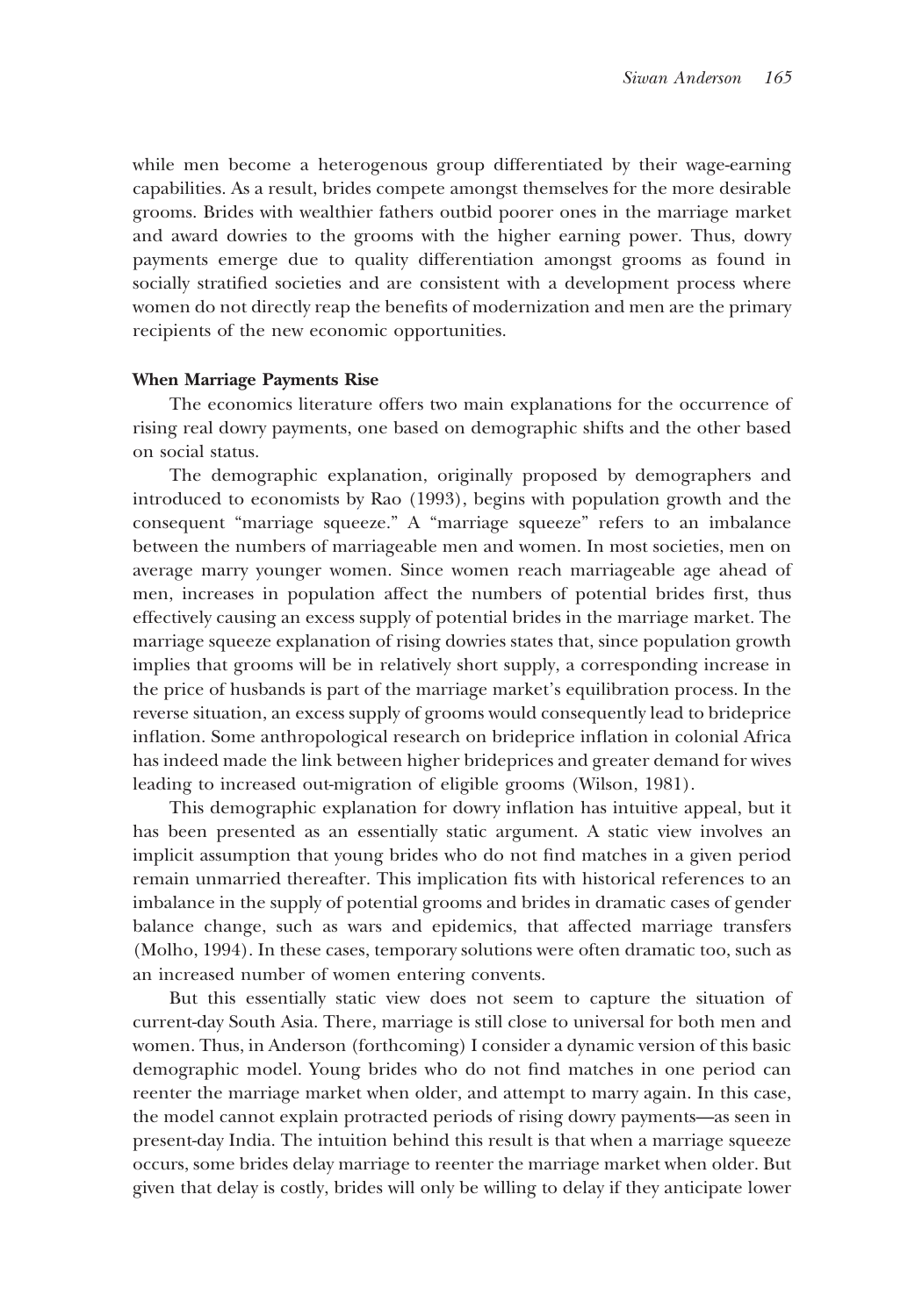while men become a heterogenous group differentiated by their wage-earning capabilities. As a result, brides compete amongst themselves for the more desirable grooms. Brides with wealthier fathers outbid poorer ones in the marriage market and award dowries to the grooms with the higher earning power. Thus, dowry payments emerge due to quality differentiation amongst grooms as found in socially stratified societies and are consistent with a development process where women do not directly reap the benefits of modernization and men are the primary recipients of the new economic opportunities.

### When Marriage Payments Rise

The economics literature offers two main explanations for the occurrence of rising real dowry payments, one based on demographic shifts and the other based on social status.

The demographic explanation, originally proposed by demographers and introduced to economists by Rao (1993), begins with population growth and the consequent "marriage squeeze." A "marriage squeeze" refers to an imbalance between the numbers of marriageable men and women. In most societies, men on average marry younger women. Since women reach marriageable age ahead of men, increases in population affect the numbers of potential brides first, thus effectively causing an excess supply of potential brides in the marriage market. The marriage squeeze explanation of rising dowries states that, since population growth implies that grooms will be in relatively short supply, a corresponding increase in the price of husbands is part of the marriage market's equilibration process. In the reverse situation, an excess supply of grooms would consequently lead to brideprice inflation. Some anthropological research on brideprice inflation in colonial Africa has indeed made the link between higher brideprices and greater demand for wives leading to increased out-migration of eligible grooms (Wilson, 1981).

This demographic explanation for dowry inflation has intuitive appeal, but it has been presented as an essentially static argument. A static view involves an implicit assumption that young brides who do not find matches in a given period remain unmarried thereafter. This implication fits with historical references to an imbalance in the supply of potential grooms and brides in dramatic cases of gender balance change, such as wars and epidemics, that affected marriage transfers (Molho, 1994). In these cases, temporary solutions were often dramatic too, such as an increased number of women entering convents.

But this essentially static view does not seem to capture the situation of current-day South Asia. There, marriage is still close to universal for both men and women. Thus, in Anderson (forthcoming) I consider a dynamic version of this basic demographic model. Young brides who do not find matches in one period can reenter the marriage market when older, and attempt to marry again. In this case, the model cannot explain protracted periods of rising dowry payments—as seen in present-day India. The intuition behind this result is that when a marriage squeeze occurs, some brides delay marriage to reenter the marriage market when older. But given that delay is costly, brides will only be willing to delay if they anticipate lower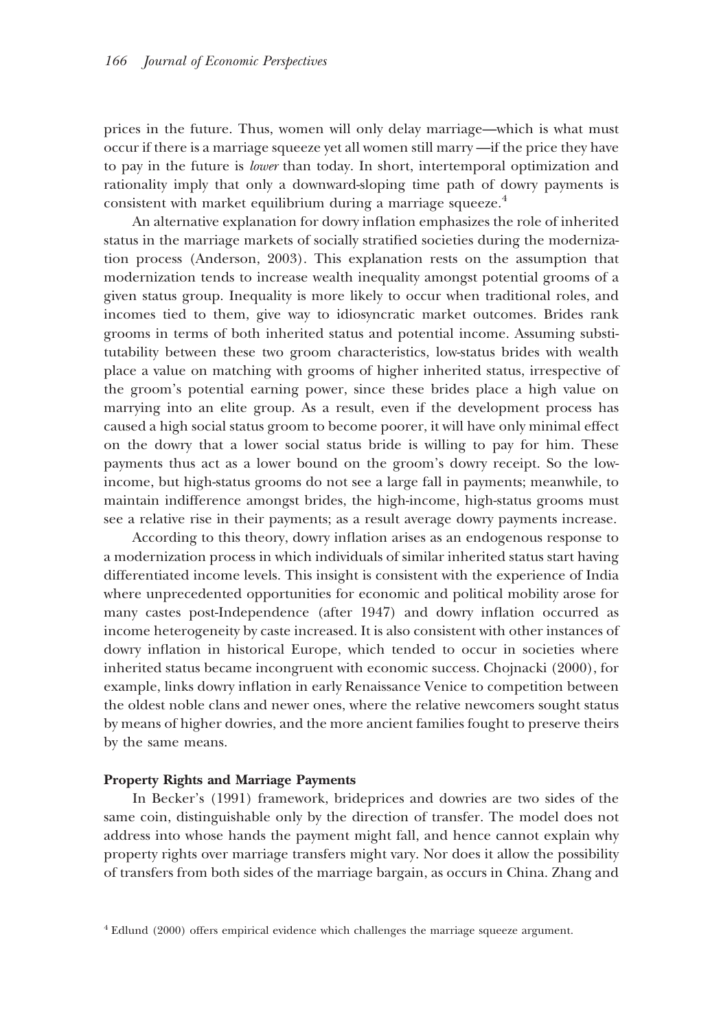prices in the future. Thus, women will only delay marriage—which is what must occur if there is a marriage squeeze yet all women still marry —if the price they have to pay in the future is *lower* than today. In short, intertemporal optimization and rationality imply that only a downward-sloping time path of dowry payments is consistent with market equilibrium during a marriage squeeze.[4]

An alternative explanation for dowry inflation emphasizes the role of inherited status in the marriage markets of socially stratified societies during the modernization process (Anderson, 2003). This explanation rests on the assumption that modernization tends to increase wealth inequality amongst potential grooms of a given status group. Inequality is more likely to occur when traditional roles, and incomes tied to them, give way to idiosyncratic market outcomes. Brides rank grooms in terms of both inherited status and potential income. Assuming substitutability between these two groom characteristics, low-status brides with wealth place a value on matching with grooms of higher inherited status, irrespective of the groom's potential earning power, since these brides place a high value on marrying into an elite group. As a result, even if the development process has caused a high social status groom to become poorer, it will have only minimal effect on the dowry that a lower social status bride is willing to pay for him. These payments thus act as a lower bound on the groom's dowry receipt. So the low-income, but high-status grooms do not see a large fall in payments; meanwhile, to maintain indifference amongst brides, the high-income, high-status grooms must see a relative rise in their payments; as a result average dowry payments increase.

According to this theory, dowry inflation arises as an endogenous response to a modernization process in which individuals of similar inherited status start having differentiated income levels. This insight is consistent with the experience of India where unprecedented opportunities for economic and political mobility arose for many castes post-Independence (after 1947) and dowry inflation occurred as income heterogeneity by caste increased. It is also consistent with other instances of dowry inflation in historical Europe, which tended to occur in societies where inherited status became incongruent with economic success. Chojnacki (2000), for example, links dowry inflation in early Renaissance Venice to competition between the oldest noble clans and newer ones, where the relative newcomers sought status by means of higher dowries, and the more ancient families fought to preserve theirs by the same means.

### Property Rights and Marriage Payments

In Becker's (1991) framework, brideprices and dowries are two sides of the same coin, distinguishable only by the direction of transfer. The model does not address into whose hands the payment might fall, and hence cannot explain why property rights over marriage transfers might vary. Nor does it allow the possibility of transfers from both sides of the marriage bargain, as occurs in China. Zhang and

[4] Edlund (2000) offers empirical evidence which challenges the marriage squeeze argument.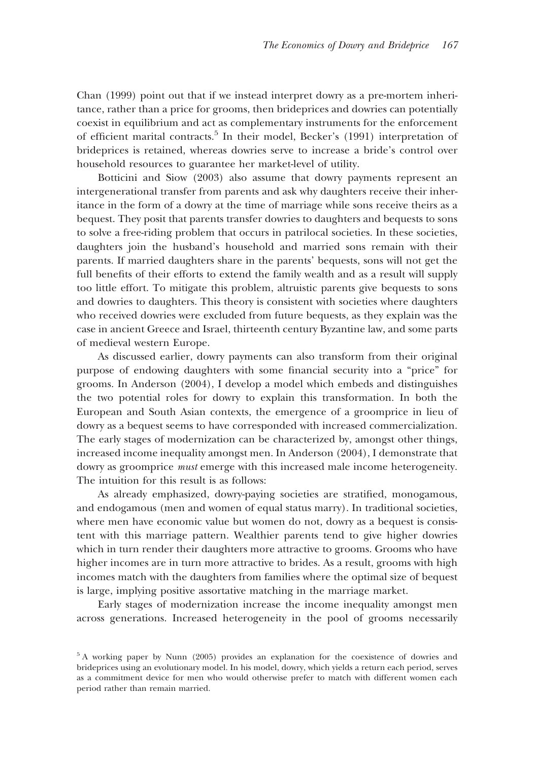Chan (1999) point out that if we instead interpret dowry as a pre-mortem inheritance, rather than a price for grooms, then brideprices and dowries can potentially coexist in equilibrium and act as complementary instruments for the enforcement of efficient marital contracts.[5] In their model, Becker's (1991) interpretation of brideprices is retained, whereas dowries serve to increase a bride's control over household resources to guarantee her market-level of utility.

Botticini and Siow (2003) also assume that dowry payments represent an intergenerational transfer from parents and ask why daughters receive their inheritance in the form of a dowry at the time of marriage while sons receive theirs as a bequest. They posit that parents transfer dowries to daughters and bequests to sons to solve a free-riding problem that occurs in patrilocal societies. In these societies, daughters join the husband's household and married sons remain with their parents. If married daughters share in the parents' bequests, sons will not get the full benefits of their efforts to extend the family wealth and as a result will supply too little effort. To mitigate this problem, altruistic parents give bequests to sons and dowries to daughters. This theory is consistent with societies where daughters who received dowries were excluded from future bequests, as they explain was the case in ancient Greece and Israel, thirteenth century Byzantine law, and some parts of medieval western Europe.

As discussed earlier, dowry payments can also transform from their original purpose of endowing daughters with some financial security into a "price" for grooms. In Anderson (2004), I develop a model which embeds and distinguishes the two potential roles for dowry to explain this transformation. In both the European and South Asian contexts, the emergence of a groomprice in lieu of dowry as a bequest seems to have corresponded with increased commercialization. The early stages of modernization can be characterized by, amongst other things, increased income inequality amongst men. In Anderson (2004), I demonstrate that dowry as groomprice *must* emerge with this increased male income heterogeneity. The intuition for this result is as follows:

As already emphasized, dowry-paying societies are stratified, monogamous, and endogamous (men and women of equal status marry). In traditional societies, where men have economic value but women do not, dowry as a bequest is consistent with this marriage pattern. Wealthier parents tend to give higher dowries which in turn render their daughters more attractive to grooms. Grooms who have higher incomes are in turn more attractive to brides. As a result, grooms with high incomes match with the daughters from families where the optimal size of bequest is large, implying positive assortative matching in the marriage market.

Early stages of modernization increase the income inequality amongst men across generations. Increased heterogeneity in the pool of grooms necessarily

[5] A working paper by Nunn (2005) provides an explanation for the coexistence of dowries and brideprices using an evolutionary model. In his model, dowry, which yields a return each period, serves as a commitment device for men who would otherwise prefer to match with different women each period rather than remain married.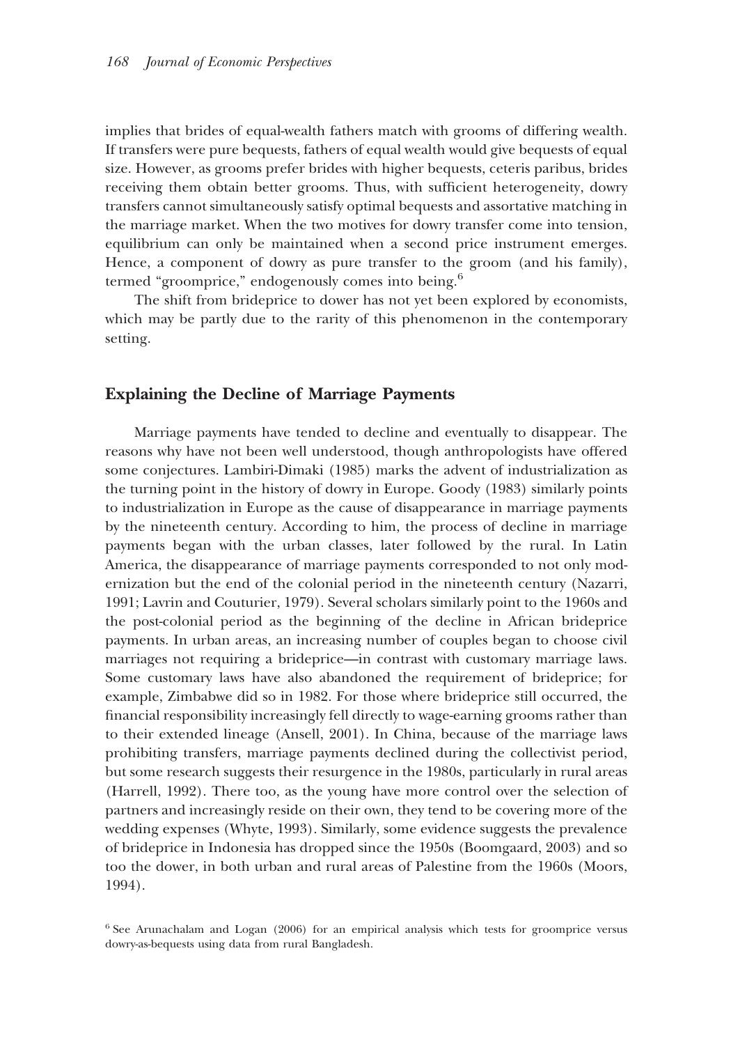implies that brides of equal-wealth fathers match with grooms of differing wealth. If transfers were pure bequests, fathers of equal wealth would give bequests of equal size. However, as grooms prefer brides with higher bequests, ceteris paribus, brides receiving them obtain better grooms. Thus, with sufficient heterogeneity, dowry transfers cannot simultaneously satisfy optimal bequests and assortative matching in the marriage market. When the two motives for dowry transfer come into tension, equilibrium can only be maintained when a second price instrument emerges. Hence, a component of dowry as pure transfer to the groom (and his family), termed "groomprice," endogenously comes into being.[6]

The shift from brideprice to dower has not yet been explored by economists, which may be partly due to the rarity of this phenomenon in the contemporary setting.

## Explaining the Decline of Marriage Payments

Marriage payments have tended to decline and eventually to disappear. The reasons why have not been well understood, though anthropologists have offered some conjectures. Lambiri-Dimaki (1985) marks the advent of industrialization as the turning point in the history of dowry in Europe. Goody (1983) similarly points to industrialization in Europe as the cause of disappearance in marriage payments by the nineteenth century. According to him, the process of decline in marriage payments began with the urban classes, later followed by the rural. In Latin America, the disappearance of marriage payments corresponded to not only modernization but the end of the colonial period in the nineteenth century (Nazarri, 1991; Lavrin and Couturier, 1979). Several scholars similarly point to the 1960s and the post-colonial period as the beginning of the decline in African brideprice payments. In urban areas, an increasing number of couples began to choose civil marriages not requiring a brideprice—in contrast with customary marriage laws. Some customary laws have also abandoned the requirement of brideprice; for example, Zimbabwe did so in 1982. For those where brideprice still occurred, the financial responsibility increasingly fell directly to wage-earning grooms rather than to their extended lineage (Ansell, 2001). In China, because of the marriage laws prohibiting transfers, marriage payments declined during the collectivist period, but some research suggests their resurgence in the 1980s, particularly in rural areas (Harrell, 1992). There too, as the young have more control over the selection of partners and increasingly reside on their own, they tend to be covering more of the wedding expenses (Whyte, 1993). Similarly, some evidence suggests the prevalence of brideprice in Indonesia has dropped since the 1950s (Boomgaard, 2003) and so too the dower, in both urban and rural areas of Palestine from the 1960s (Moors, 1994).

[6] See Arunachalam and Logan (2006) for an empirical analysis which tests for groomprice versus dowry-as-bequests using data from rural Bangladesh.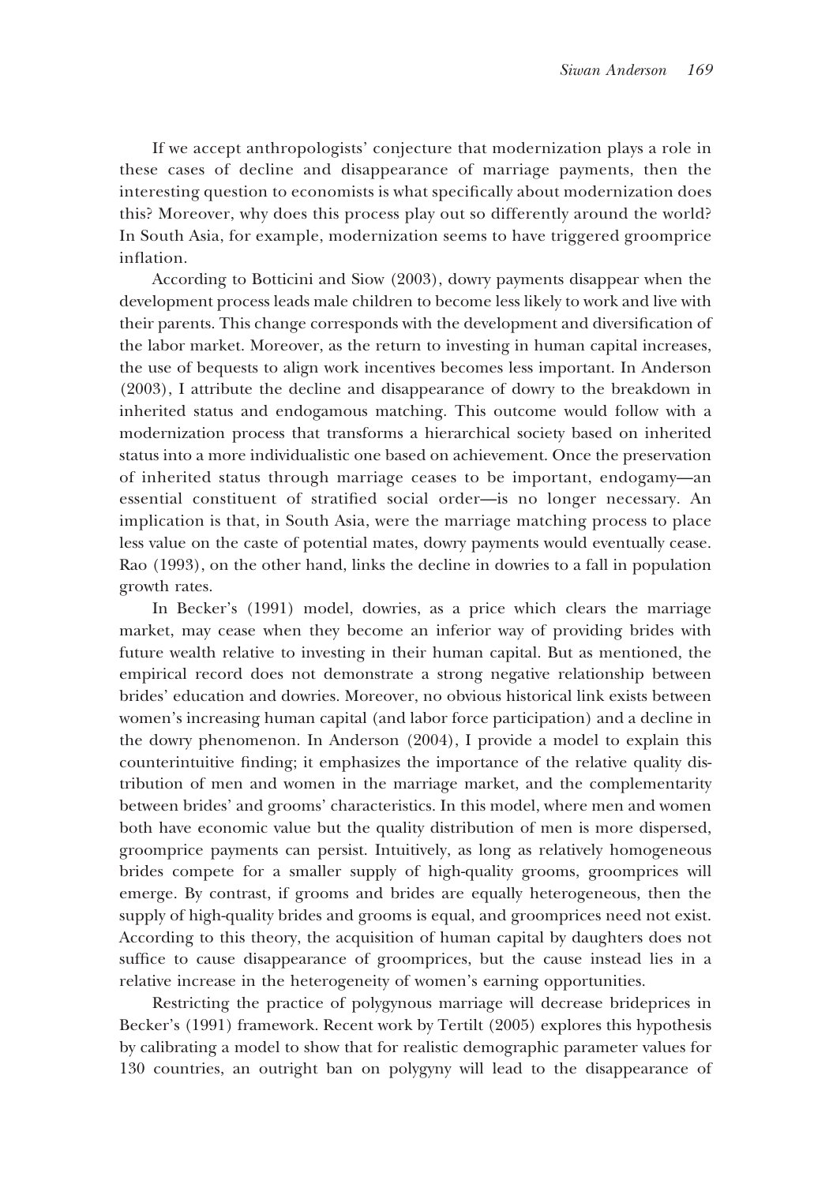If we accept anthropologists' conjecture that modernization plays a role in these cases of decline and disappearance of marriage payments, then the interesting question to economists is what specifically about modernization does this? Moreover, why does this process play out so differently around the world? In South Asia, for example, modernization seems to have triggered groomprice inflation.

According to Botticini and Siow (2003), dowry payments disappear when the development process leads male children to become less likely to work and live with their parents. This change corresponds with the development and diversification of the labor market. Moreover, as the return to investing in human capital increases, the use of bequests to align work incentives becomes less important. In Anderson (2003), I attribute the decline and disappearance of dowry to the breakdown in inherited status and endogamous matching. This outcome would follow with a modernization process that transforms a hierarchical society based on inherited status into a more individualistic one based on achievement. Once the preservation of inherited status through marriage ceases to be important, endogamy—an essential constituent of stratified social order—is no longer necessary. An implication is that, in South Asia, were the marriage matching process to place less value on the caste of potential mates, dowry payments would eventually cease. Rao (1993), on the other hand, links the decline in dowries to a fall in population growth rates.

In Becker's (1991) model, dowries, as a price which clears the marriage market, may cease when they become an inferior way of providing brides with future wealth relative to investing in their human capital. But as mentioned, the empirical record does not demonstrate a strong negative relationship between brides' education and dowries. Moreover, no obvious historical link exists between women's increasing human capital (and labor force participation) and a decline in the dowry phenomenon. In Anderson (2004), I provide a model to explain this counterintuitive finding; it emphasizes the importance of the relative quality distribution of men and women in the marriage market, and the complementarity between brides' and grooms' characteristics. In this model, where men and women both have economic value but the quality distribution of men is more dispersed, groomprice payments can persist. Intuitively, as long as relatively homogeneous brides compete for a smaller supply of high-quality grooms, groomprices will emerge. By contrast, if grooms and brides are equally heterogeneous, then the supply of high-quality brides and grooms is equal, and groomprices need not exist. According to this theory, the acquisition of human capital by daughters does not suffice to cause disappearance of groomprices, but the cause instead lies in a relative increase in the heterogeneity of women's earning opportunities.

Restricting the practice of polygynous marriage will decrease brideprices in Becker's (1991) framework. Recent work by Tertilt (2005) explores this hypothesis by calibrating a model to show that for realistic demographic parameter values for 130 countries, an outright ban on polygyny will lead to the disappearance of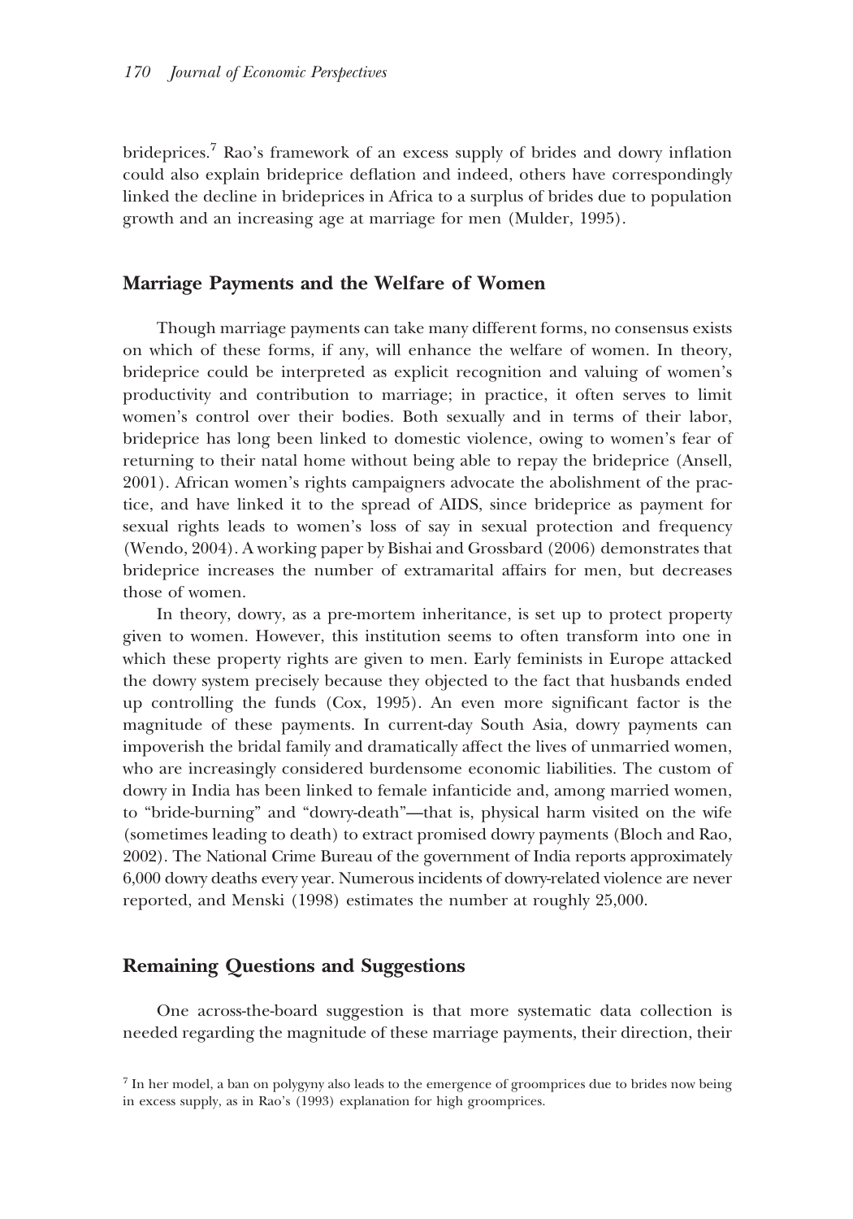brideprices.[7] Rao's framework of an excess supply of brides and dowry inflation could also explain brideprice deflation and indeed, others have correspondingly linked the decline in brideprices in Africa to a surplus of brides due to population growth and an increasing age at marriage for men (Mulder, 1995).

## Marriage Payments and the Welfare of Women

Though marriage payments can take many different forms, no consensus exists on which of these forms, if any, will enhance the welfare of women. In theory, brideprice could be interpreted as explicit recognition and valuing of women's productivity and contribution to marriage; in practice, it often serves to limit women's control over their bodies. Both sexually and in terms of their labor, brideprice has long been linked to domestic violence, owing to women's fear of returning to their natal home without being able to repay the brideprice (Ansell, 2001). African women's rights campaigners advocate the abolishment of the practice, and have linked it to the spread of AIDS, since brideprice as payment for sexual rights leads to women's loss of say in sexual protection and frequency (Wendo, 2004). A working paper by Bishai and Grossbard (2006) demonstrates that brideprice increases the number of extramarital affairs for men, but decreases those of women.

In theory, dowry, as a pre-mortem inheritance, is set up to protect property given to women. However, this institution seems to often transform into one in which these property rights are given to men. Early feminists in Europe attacked the dowry system precisely because they objected to the fact that husbands ended up controlling the funds (Cox, 1995). An even more significant factor is the magnitude of these payments. In current-day South Asia, dowry payments can impoverish the bridal family and dramatically affect the lives of unmarried women, who are increasingly considered burdensome economic liabilities. The custom of dowry in India has been linked to female infanticide and, among married women, to "bride-burning" and "dowry-death"—that is, physical harm visited on the wife (sometimes leading to death) to extract promised dowry payments (Bloch and Rao, 2002). The National Crime Bureau of the government of India reports approximately 6,000 dowry deaths every year. Numerous incidents of dowry-related violence are never reported, and Menski (1998) estimates the number at roughly 25,000.

## Remaining Questions and Suggestions

One across-the-board suggestion is that more systematic data collection is needed regarding the magnitude of these marriage payments, their direction, their

[7] In her model, a ban on polygyny also leads to the emergence of grooprices due to brides now being in excess supply, as in Rao's (1993) explanation for high groomprices.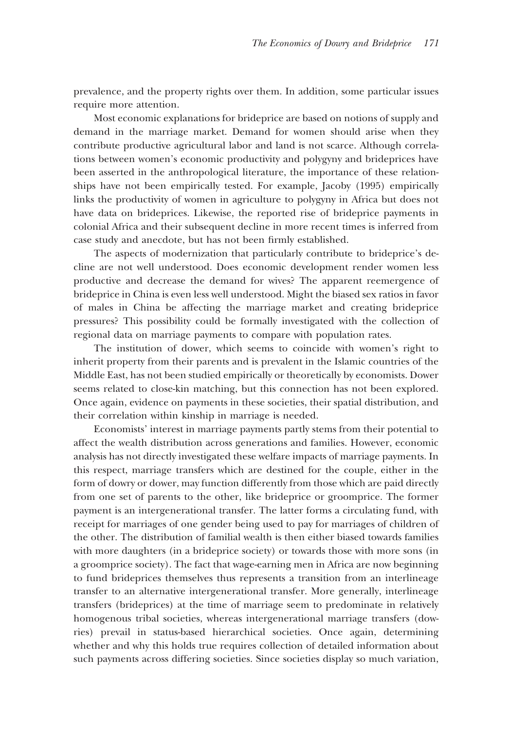prevalence, and the property rights over them. In addition, some particular issues require more attention.

Most economic explanations for brideprice are based on notions of supply and demand in the marriage market. Demand for women should arise when they contribute productive agricultural labor and land is not scarce. Although correlations between women's economic productivity and polygyny and brideprices have been asserted in the anthropological literature, the importance of these relationships have not been empirically tested. For example, Jacoby (1995) empirically links the productivity of women in agriculture to polygyny in Africa but does not have data on brideprices. Likewise, the reported rise of brideprice payments in colonial Africa and their subsequent decline in more recent times is inferred from case study and anecdote, but has not been firmly established.

The aspects of modernization that particularly contribute to brideprice's decline are not well understood. Does economic development render women less productive and decrease the demand for wives? The apparent reemergence of brideprice in China is even less well understood. Might the biased sex ratios in favor of males in China be affecting the marriage market and creating brideprice pressures? This possibility could be formally investigated with the collection of regional data on marriage payments to compare with population rates.

The institution of dower, which seems to coincide with women's right to inherit property from their parents and is prevalent in the Islamic countries of the Middle East, has not been studied empirically or theoretically by economists. Dower seems related to close-kin matching, but this connection has not been explored. Once again, evidence on payments in these societies, their spatial distribution, and their correlation within kinship in marriage is needed.

Economists' interest in marriage payments partly stems from their potential to affect the wealth distribution across generations and families. However, economic analysis has not directly investigated these welfare impacts of marriage payments. In this respect, marriage transfers which are destined for the couple, either in the form of dowry or dower, may function differently from those which are paid directly from one set of parents to the other, like brideprice or groomprice. The former payment is an intergenerational transfer. The latter forms a circulating fund, with receipt for marriages of one gender being used to pay for marriages of children of the other. The distribution of familial wealth is then either biased towards families with more daughters (in a brideprice society) or towards those with more sons (in a groomprice society). The fact that wage-earning men in Africa are now beginning to fund brideprices themselves thus represents a transition from an interlineage transfer to an alternative intergenerational transfer. More generally, interlineage transfers (brideprices) at the time of marriage seem to predominate in relatively homogenous tribal societies, whereas intergenerational marriage transfers (dowries) prevail in status-based hierarchical societies. Once again, determining whether and why this holds true requires collection of detailed information about such payments across differing societies. Since societies display so much variation,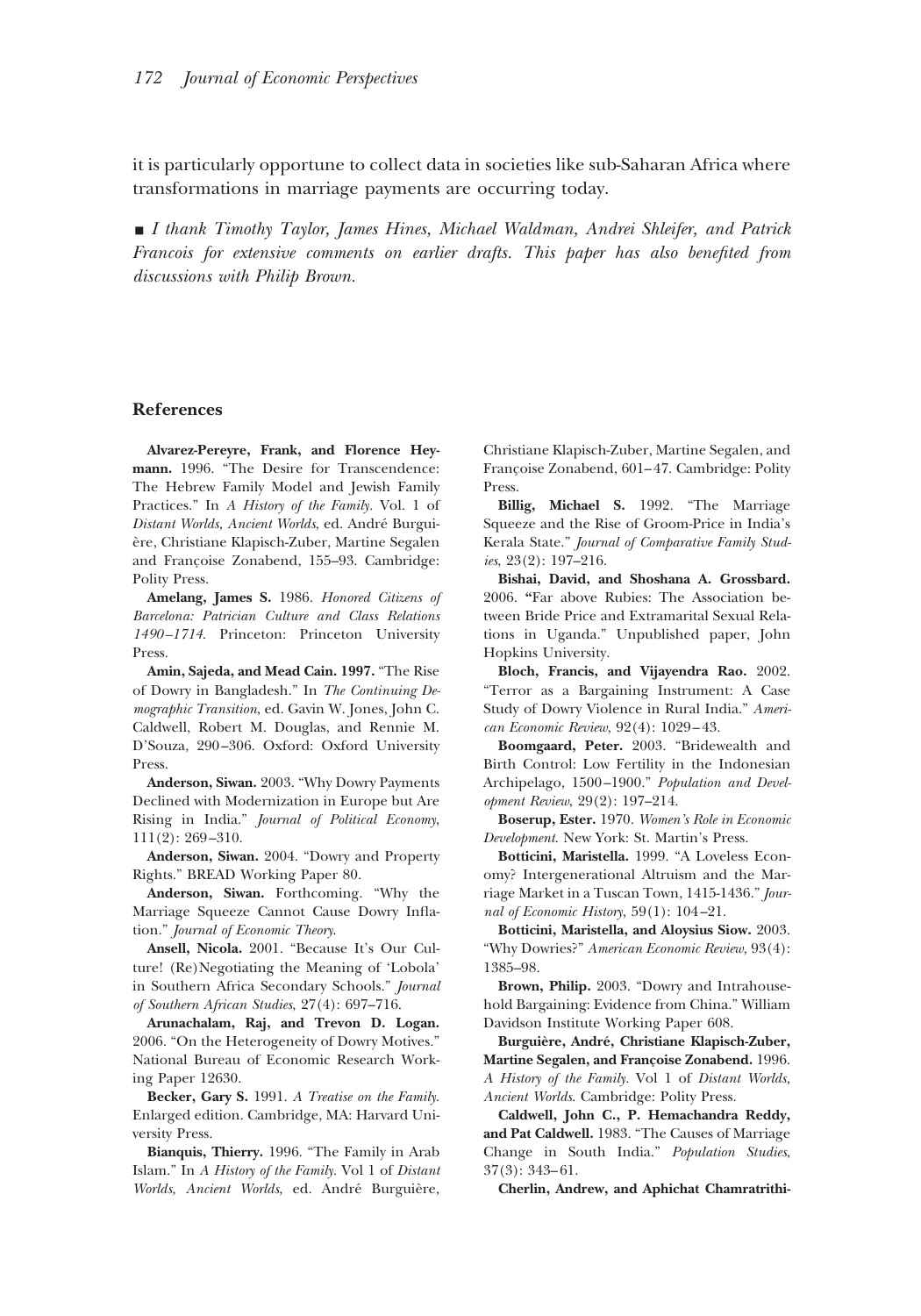it is particularly opportune to collect data in societies like sub-Saharan Africa where transformations in marriage payments are occurring today.

■ *I thank Timothy Taylor, James Hines, Michael Waldman, Andrei Shleifer, and Patrick Francois for extensive comments on earlier drafts. This paper has also benefited from discussions with Philip Brown.*

## References

**Alvarez-Pereyre, Frank, and Florence Heymann.** 1996. "The Desire for Transcendence: The Hebrew Family Model and Jewish Family Practices." In *A History of the Family*. Vol. 1 of *Distant Worlds, Ancient Worlds*, ed. André Burguière, Christiane Klapisch-Zuber, Martine Segalen and Françoise Zonabend, 155–93. Cambridge: Polity Press.

**Amelang, James S.** 1986. *Honored Citizens of Barcelona: Patrician Culture and Class Relations 1490–1714*. Princeton: Princeton University Press.

**Amin, Sajeda, and Mead Cain. 1997.** "The Rise of Dowry in Bangladesh." In *The Continuing Demographic Transition*, ed. Gavin W. Jones, John C. Caldwell, Robert M. Douglas, and Rennie M. D'Souza, 290–306. Oxford: Oxford University Press.

**Anderson, Siwan.** 2003. "Why Dowry Payments Declined with Modernization in Europe but Are Rising in India." *Journal of Political Economy*, 111(2): 269–310.

**Anderson, Siwan.** 2004. "Dowry and Property Rights." BREAD Working Paper 80.

**Anderson, Siwan.** Forthcoming. "Why the Marriage Squeeze Cannot Cause Dowry Inflation." *Journal of Economic Theory*.

**Ansell, Nicola.** 2001. "Because It's Our Culture! (Re)Negotiating the Meaning of 'Lobola' in Southern Africa Secondary Schools." *Journal of Southern African Studies*, 27(4): 697–716.

**Arunachalam, Raj, and Trevon D. Logan.** 2006. "On the Heterogeneity of Dowry Motives." National Bureau of Economic Research Working Paper 12630.

**Becker, Gary S.** 1991. *A Treatise on the Family*. Enlarged edition. Cambridge, MA: Harvard University Press.

**Bianquis, Thierry.** 1996. "The Family in Arab Islam." In *A History of the Family*. Vol 1 of *Distant Worlds, Ancient Worlds*, ed. André Burguière, Christiane Klapisch-Zuber, Martine Segalen, and Françoise Zonabend, 601–47. Cambridge: Polity Press.

**Billig, Michael S.** 1992. "The Marriage Squeeze and the Rise of Groom-Price in India's Kerala State." *Journal of Comparative Family Studies*, 23(2): 197–216.

**Bishai, David, and Shoshana A. Grossbard.** 2006. "Far above Rubies: The Association between Bride Price and Extramarital Sexual Relations in Uganda." Unpublished paper, John Hopkins University.

**Bloch, Francis, and Vijayendra Rao.** 2002. "Terror as a Bargaining Instrument: A Case Study of Dowry Violence in Rural India." *American Economic Review*, 92(4): 1029–43.

**Boomgaard, Peter.** 2003. "Bridewealth and Birth Control: Low Fertility in the Indonesian Archipelago, 1500–1900." *Population and Development Review*, 29(2): 197–214.

**Boserup, Ester.** 1970. *Women's Role in Economic Development*. New York: St. Martin's Press.

**Botticini, Maristella.** 1999. "A Loveless Economy? Intergenerational Altruism and the Marriage Market in a Tuscan Town, 1415-1436." *Journal of Economic History*, 59(1): 104–21.

**Botticini, Maristella, and Aloysius Siow.** 2003. "Why Dowries?" *American Economic Review*, 93(4): 1385–98.

**Brown, Philip.** 2003. "Dowry and Intrahousehold Bargaining: Evidence from China." William Davidson Institute Working Paper 608.

**Burguière, André, Christiane Klapisch-Zuber, Martine Segalen, and Françoise Zonabend.** 1996. *A History of the Family*. Vol 1 of *Distant Worlds, Ancient Worlds*. Cambridge: Polity Press.

**Caldwell, John C., P. Hemachandra Reddy, and Pat Caldwell.** 1983. "The Causes of Marriage Change in South India." *Population Studies*, 37(3): 343–61.

**Cherlin, Andrew, and Aphichat Chamratrithi-**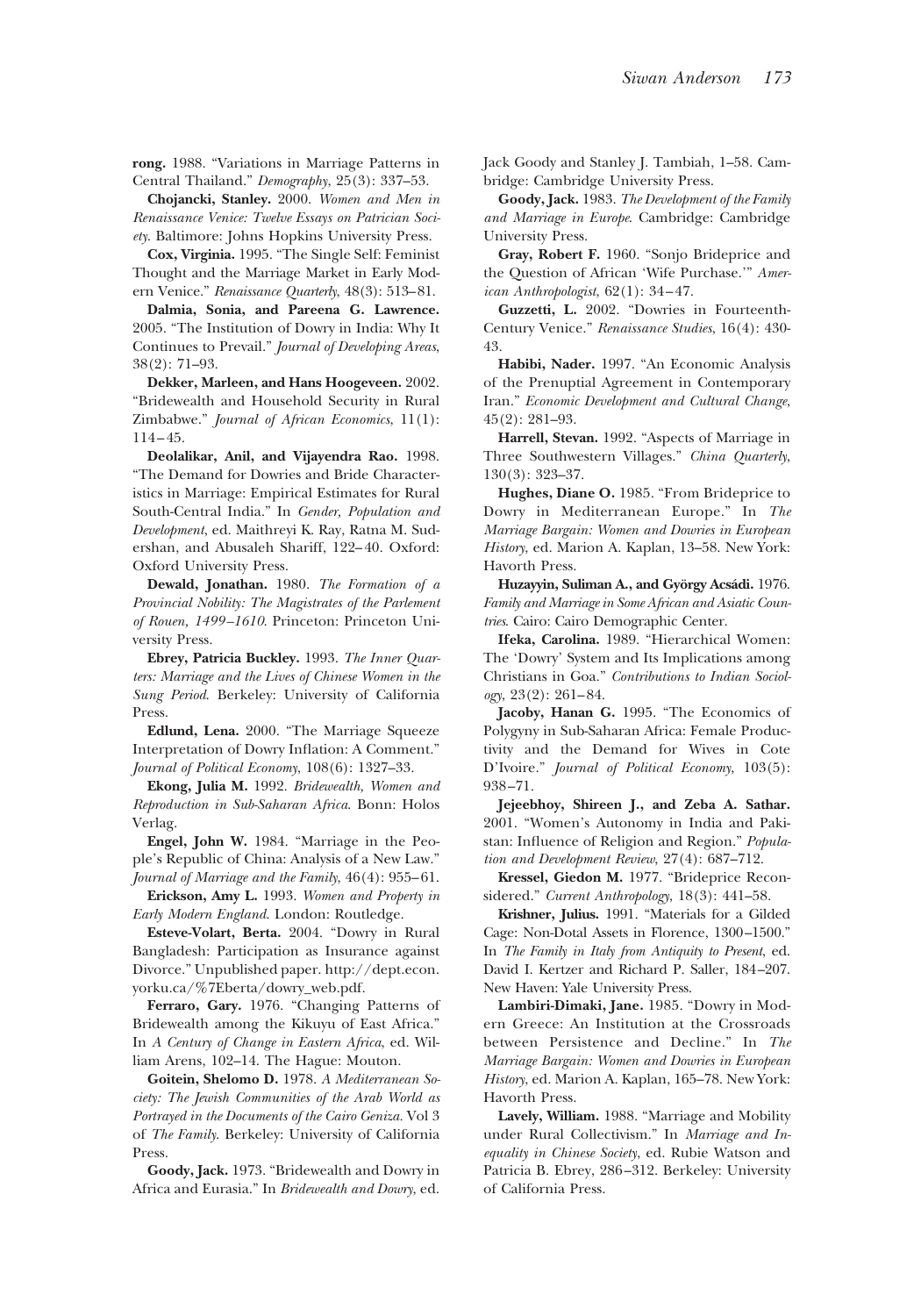**rong.** 1988. "Variations in Marriage Patterns in Central Thailand." *Demography*, 25(3): 337–53.

**Chojancki, Stanley.** 2000. *Women and Men in Renaissance Venice: Twelve Essays on Patrician Society*. Baltimore: Johns Hopkins University Press.

**Cox, Virginia.** 1995. "The Single Self: Feminist Thought and the Marriage Market in Early Modern Venice." *Renaissance Quarterly*, 48(3): 513–81.

**Dalmia, Sonia, and Pareena G. Lawrence.** 2005. "The Institution of Dowry in India: Why It Continues to Prevail." *Journal of Developing Areas*, 38(2): 71–93.

**Dekker, Marleen, and Hans Hoogeveen.** 2002. "Bridewealth and Household Security in Rural Zimbabwe." *Journal of African Economics*, 11(1): 114–45.

**Deolalikar, Anil, and Vijayendra Rao.** 1998. "The Demand for Dowries and Bride Characteristics in Marriage: Empirical Estimates for Rural South-Central India." In *Gender, Population and Development*, ed. Maithreyi K. Ray, Ratna M. Sudershan, and Abusaleh Shariff, 122–40. Oxford: Oxford University Press.

**Dewald, Jonathan.** 1980. *The Formation of a Provincial Nobility: The Magistrates of the Parlement of Rouen, 1499–1610*. Princeton: Princeton University Press.

**Ebrey, Patricia Buckley.** 1993. *The Inner Quarters: Marriage and the Lives of Chinese Women in the Sung Period*. Berkeley: University of California Press.

**Edlund, Lena.** 2000. "The Marriage Squeeze Interpretation of Dowry Inflation: A Comment." *Journal of Political Economy*, 108(6): 1327–33.

**Ekong, Julia M.** 1992. *Bridewealth, Women and Reproduction in Sub-Saharan Africa*. Bonn: Holos Verlag.

**Engel, John W.** 1984. "Marriage in the People's Republic of China: Analysis of a New Law." *Journal of Marriage and the Family*, 46(4): 955–61.

**Erickson, Amy L.** 1993. *Women and Property in Early Modern England*. London: Routledge.

**Esteve-Volart, Berta.** 2004. "Dowry in Rural Bangladesh: Participation as Insurance against Divorce." Unpublished paper. http://dept.econ.yorku.ca/%7Eberta/dowry_web.pdf.

**Ferraro, Gary.** 1976. "Changing Patterns of Bridewealth among the Kikuyu of East Africa." In *A Century of Change in Eastern Africa*, ed. William Arens, 102–14. The Hague: Mouton.

**Goitein, Shelomo D.** 1978. *A Mediterranean Society: The Jewish Communities of the Arab World as Portrayed in the Documents of the Cairo Geniza*. Vol 3 of *The Family*. Berkeley: University of California Press.

**Goody, Jack.** 1973. "Bridewealth and Dowry in Africa and Eurasia." In *Bridewealth and Dowry*, ed. Jack Goody and Stanley J. Tambiah, 1–58. Cambridge: Cambridge University Press.

**Goody, Jack.** 1983. *The Development of the Family and Marriage in Europe*. Cambridge: Cambridge University Press.

**Gray, Robert F.** 1960. "Sonjo Brideprice and the Question of African 'Wife Purchase.'" *American Anthropologist*, 62(1): 34–47.

**Guzzetti, L.** 2002. "Dowries in Fourteenth-Century Venice." *Renaissance Studies*, 16(4): 430-43.

**Habibi, Nader.** 1997. "An Economic Analysis of the Prenuptial Agreement in Contemporary Iran." *Economic Development and Cultural Change*, 45(2): 281–93.

**Harrell, Stevan.** 1992. "Aspects of Marriage in Three Southwestern Villages." *China Quarterly*, 130(3): 323–37.

**Hughes, Diane O.** 1985. "From Brideprice to Dowry in Mediterranean Europe." In *The Marriage Bargain: Women and Dowries in European History*, ed. Marion A. Kaplan, 13–58. New York: Havorth Press.

**Huzayyin, Suliman A., and György Acsádi.** 1976. *Family and Marriage in Some African and Asiatic Countries*. Cairo: Cairo Demographic Center.

**Ifeka, Carolina.** 1989. "Hierarchical Women: The 'Dowry' System and Its Implications among Christians in Goa." *Contributions to Indian Sociology*, 23(2): 261–84.

**Jacoby, Hanan G.** 1995. "The Economics of Polygyny in Sub-Saharan Africa: Female Productivity and the Demand for Wives in Cote D'Ivoire." *Journal of Political Economy*, 103(5): 938–71.

**Jejeebhoy, Shireen J., and Zeba A. Sathar.** 2001. "Women's Autonomy in India and Pakistan: Influence of Religion and Region." *Population and Development Review*, 27(4): 687–712.

**Kressel, Giedon M.** 1977. "Brideprice Reconsidered." *Current Anthropology*, 18(3): 441–58.

**Krishner, Julius.** 1991. "Materials for a Gilded Cage: Non-Dotal Assets in Florence, 1300–1500." In *The Family in Italy from Antiquity to Present*, ed. David I. Kertzer and Richard P. Saller, 184–207. New Haven: Yale University Press.

**Lambiri-Dimaki, Jane.** 1985. "Dowry in Modern Greece: An Institution at the Crossroads between Persistence and Decline." In *The Marriage Bargain: Women and Dowries in European History*, ed. Marion A. Kaplan, 165–78. New York: Havorth Press.

**Lavely, William.** 1988. "Marriage and Mobility under Rural Collectivism." In *Marriage and Inequality in Chinese Society*, ed. Rubie Watson and Patricia B. Ebrey, 286–312. Berkeley: University of California Press.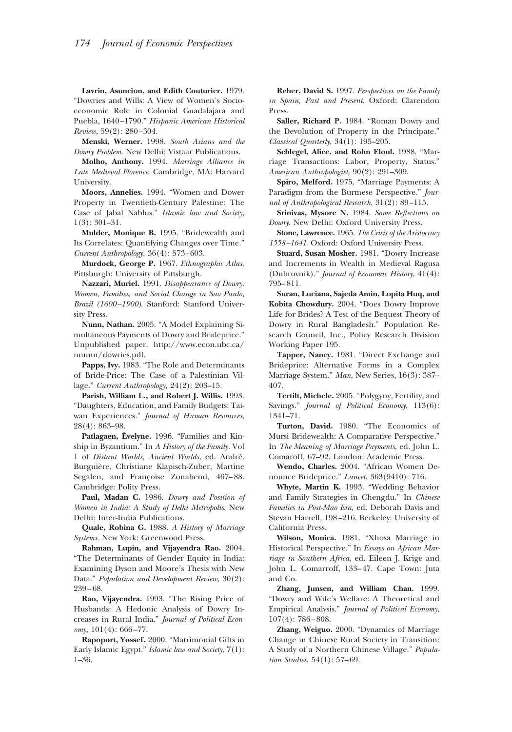**Lavrin, Asuncion, and Edith Couturier.** 1979. "Dowries and Wills: A View of Women's Socioeconomic Role in Colonial Guadalajara and Puebla, 1640–1790." *Hispanic American Historical Review*, 59(2): 280–304.

**Menski, Werner.** 1998. *South Asians and the Dowry Problem*. New Delhi: Vistaar Publications.

**Molho, Anthony.** 1994. *Marriage Alliance in Late Medieval Florence*. Cambridge, MA: Harvard University.

**Moors, Annelies.** 1994. "Women and Dower Property in Twentieth-Century Palestine: The Case of Jabal Nablus." *Islamic law and Society*, 1(3): 301–31.

**Mulder, Monique B.** 1995. "Bridewealth and Its Correlates: Quantifying Changes over Time." *Current Anthropology*, 36(4): 573–603.

**Murdock, George P.** 1967. *Ethnographic Atlas*. Pittsburgh: University of Pittsburgh.

**Nazzari, Muriel.** 1991. *Disappearance of Dowry: Women, Families, and Social Change in Sao Paulo, Brazil (1600–1900)*. Stanford: Stanford University Press.

**Nunn, Nathan.** 2005. "A Model Explaining Simultaneous Payments of Dowry and Brideprice." Unpublished paper. http://www.econ.ubc.ca/nnunn/dowries.pdf.

**Papps, Ivy.** 1983. "The Role and Determinants of Bride-Price: The Case of a Palestinian Village." *Current Anthropology*, 24(2): 203–15.

**Parish, William L., and Robert J. Willis.** 1993. "Daughters, Education, and Family Budgets: Taiwan Experiences." *Journal of Human Resources*, 28(4): 863–98.

**Patlagaen, Èvelyne.** 1996. "Families and Kinship in Byzantium." In *A History of the Family*. Vol 1 of *Distant Worlds, Ancient Worlds*, ed. André. Burguière, Christiane Klapisch-Zuber, Martine Segalen, and Françoise Zonabend, 467–88. Cambridge: Polity Press.

**Paul, Madan C.** 1986. *Dowry and Position of Women in India: A Study of Delhi Metropolis*. New Delhi: Inter-India Publications.

**Quale, Robina G.** 1988. *A History of Marriage Systems*. New York: Greenwood Press.

**Rahman, Lupin, and Vijayendra Rao.** 2004. "The Determinants of Gender Equity in India: Examining Dyson and Moore's Thesis with New Data." *Population and Development Review*, 30(2): 239–68.

**Rao, Vijayendra.** 1993. "The Rising Price of Husbands: A Hedonic Analysis of Dowry Increases in Rural India." *Journal of Political Economy*, 101(4): 666–77.

**Rapoport, Yossef.** 2000. "Matrimonial Gifts in Early Islamic Egypt." *Islamic law and Society*, 7(1): 1–36.

**Reher, David S.** 1997. *Perspectives on the Family in Spain, Past and Present*. Oxford: Clarendon Press.

**Saller, Richard P.** 1984. "Roman Dowry and the Devolution of Property in the Principate." *Classical Quarterly*, 34(1): 195–205.

**Schlegel, Alice, and Rohn Eloul.** 1988. "Marriage Transactions: Labor, Property, Status." *American Anthropologist*, 90(2): 291–309.

**Spiro, Melford.** 1975. "Marriage Payments: A Paradigm from the Burmese Perspective." *Journal of Anthropological Research*, 31(2): 89–115.

**Srinivas, Mysore N.** 1984. *Some Reflections on Dowry*. New Delhi: Oxford University Press.

**Stone, Lawrence.** 1965. *The Crisis of the Aristocracy 1558–1641*. Oxford: Oxford University Press.

**Stuard, Susan Mosher.** 1981. "Dowry Increase and Increments in Wealth in Medieval Ragusa (Dubrovnik)." *Journal of Economic History*, 41(4): 795–811.

**Suran, Luciana, Sajeda Amin, Lopita Huq, and Kobita Chowdury.** 2004. "Does Dowry Improve Life for Brides? A Test of the Bequest Theory of Dowry in Rural Bangladesh." Population Research Council, Inc., Policy Research Division Working Paper 195.

**Tapper, Nancy.** 1981. "Direct Exchange and Brideprice: Alternative Forms in a Complex Marriage System." *Man*, New Series, 16(3): 387–407.

**Tertilt, Michele.** 2005. "Polygyny, Fertility, and Savings." *Journal of Political Economy*, 113(6): 1341–71.

**Turton, David.** 1980. "The Economics of Mursi Bridewealth: A Comparative Perspective." In *The Meaning of Marriage Payments*, ed. John L. Comaroff, 67–92. London: Academic Press.

**Wendo, Charles.** 2004. "African Women Denounce Brideprice." *Lancet*, 363(9410): 716.

**Whyte, Martin K.** 1993. "Wedding Behavior and Family Strategies in Chengdu." In *Chinese Families in Post-Mao Era*, ed. Deborah Davis and Stevan Harrell, 198–216. Berkeley: University of California Press.

**Wilson, Monica.** 1981. "Xhosa Marriage in Historical Perspective." In *Essays on African Marriage in Southern Africa*, ed. Eileen J. Krige and John L. Comarroff, 133–47. Cape Town: Juta and Co.

**Zhang, Junsen, and William Chan.** 1999. "Dowry and Wife's Welfare: A Theoretical and Empirical Analysis." *Journal of Political Economy*, 107(4): 786–808.

**Zhang, Weiguo.** 2000. "Dynamics of Marriage Change in Chinese Rural Society in Transition: A Study of a Northern Chinese Village." *Population Studies*, 54(1): 57–69.